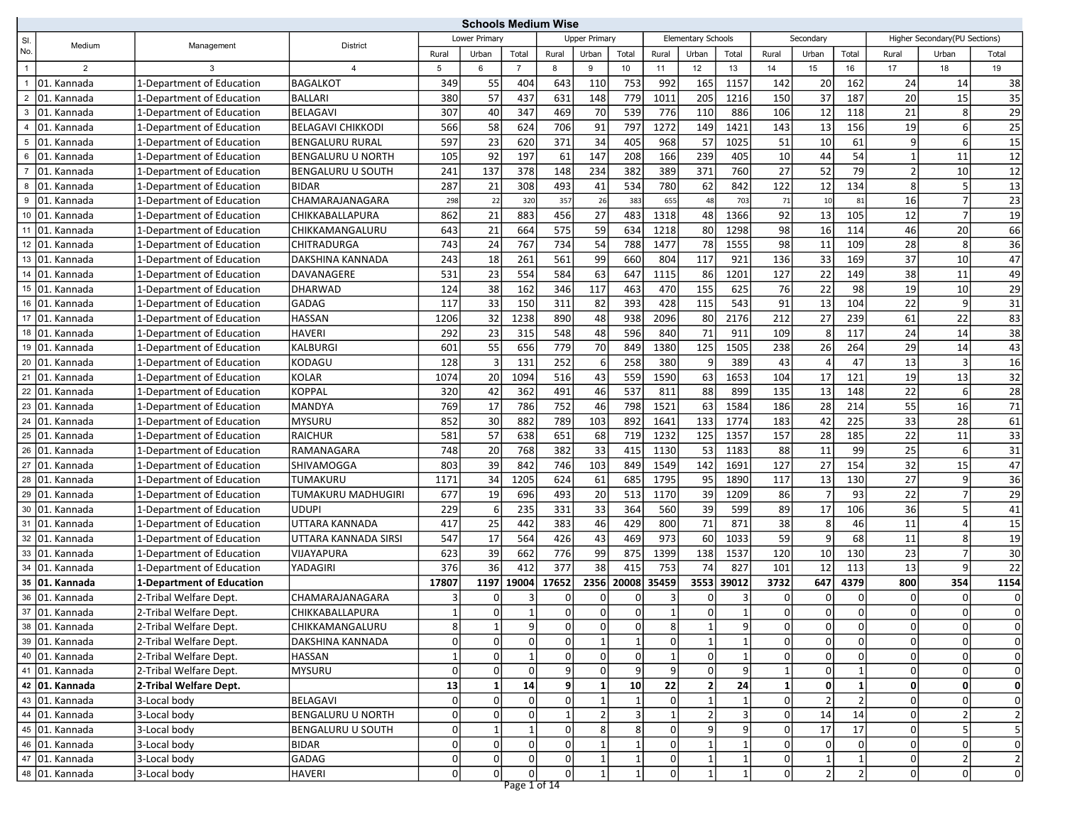# Schools Medium Wise

| Sl. No. | Medium | Management | District | Lower Primary | | | Upper Primary | | | Elementary Schools | | | Secondary | | | Higher Secondary(PU Sections) | | |
|---|---|---|---|---|---|---|---|---|---|---|---|---|---|---|---|---|---|---|
| | | | | Rural | Urban | Total | Rural | Urban | Total | Rural | Urban | Total | Rural | Urban | Total | Rural | Urban | Total |
| 1 | 2 | 3 | 4 | 5 | 6 | 7 | 8 | 9 | 10 | 11 | 12 | 13 | 14 | 15 | 16 | 17 | 18 | 19 |
| 1 | 01. Kannada | 1-Department of Education | BAGALKOT | 349 | 55 | 404 | 643 | 110 | 753 | 992 | 165 | 1157 | 142 | 20 | 162 | 24 | 14 | 38 |
| 2 | 01. Kannada | 1-Department of Education | BALLARI | 380 | 57 | 437 | 631 | 148 | 779 | 1011 | 205 | 1216 | 150 | 37 | 187 | 20 | 15 | 35 |
| 3 | 01. Kannada | 1-Department of Education | BELAGAVI | 307 | 40 | 347 | 469 | 70 | 539 | 776 | 110 | 886 | 106 | 12 | 118 | 21 | 8 | 29 |
| 4 | 01. Kannada | 1-Department of Education | BELAGAVI CHIKKODI | 566 | 58 | 624 | 706 | 91 | 797 | 1272 | 149 | 1421 | 143 | 13 | 156 | 19 | 6 | 25 |
| 5 | 01. Kannada | 1-Department of Education | BENGALURU RURAL | 597 | 23 | 620 | 371 | 34 | 405 | 968 | 57 | 1025 | 51 | 10 | 61 | 9 | 6 | 15 |
| 6 | 01. Kannada | 1-Department of Education | BENGALURU U NORTH | 105 | 92 | 197 | 61 | 147 | 208 | 166 | 239 | 405 | 10 | 44 | 54 | 1 | 11 | 12 |
| 7 | 01. Kannada | 1-Department of Education | BENGALURU U SOUTH | 241 | 137 | 378 | 148 | 234 | 382 | 389 | 371 | 760 | 27 | 52 | 79 | 2 | 10 | 12 |
| 8 | 01. Kannada | 1-Department of Education | BIDAR | 287 | 21 | 308 | 493 | 41 | 534 | 780 | 62 | 842 | 122 | 12 | 134 | 8 | 5 | 13 |
| 9 | 01. Kannada | 1-Department of Education | CHAMARAJANAGARA | 298 | 22 | 320 | 357 | 26 | 383 | 655 | 48 | 703 | 71 | 10 | 81 | 16 | 7 | 23 |
| 10 | 01. Kannada | 1-Department of Education | CHIKKABALLAPURA | 862 | 21 | 883 | 456 | 27 | 483 | 1318 | 48 | 1366 | 92 | 13 | 105 | 12 | 7 | 19 |
| 11 | 01. Kannada | 1-Department of Education | CHIKKAMANGALURU | 643 | 21 | 664 | 575 | 59 | 634 | 1218 | 80 | 1298 | 98 | 16 | 114 | 46 | 20 | 66 |
| 12 | 01. Kannada | 1-Department of Education | CHITRADURGA | 743 | 24 | 767 | 734 | 54 | 788 | 1477 | 78 | 1555 | 98 | 11 | 109 | 28 | 8 | 36 |
| 13 | 01. Kannada | 1-Department of Education | DAKSHINA KANNADA | 243 | 18 | 261 | 561 | 99 | 660 | 804 | 117 | 921 | 136 | 33 | 169 | 37 | 10 | 47 |
| 14 | 01. Kannada | 1-Department of Education | DAVANAGERE | 531 | 23 | 554 | 584 | 63 | 647 | 1115 | 86 | 1201 | 127 | 22 | 149 | 38 | 11 | 49 |
| 15 | 01. Kannada | 1-Department of Education | DHARWAD | 124 | 38 | 162 | 346 | 117 | 463 | 470 | 155 | 625 | 76 | 22 | 98 | 19 | 10 | 29 |
| 16 | 01. Kannada | 1-Department of Education | GADAG | 117 | 33 | 150 | 311 | 82 | 393 | 428 | 115 | 543 | 91 | 13 | 104 | 22 | 9 | 31 |
| 17 | 01. Kannada | 1-Department of Education | HASSAN | 1206 | 32 | 1238 | 890 | 48 | 938 | 2096 | 80 | 2176 | 212 | 27 | 239 | 61 | 22 | 83 |
| 18 | 01. Kannada | 1-Department of Education | HAVERI | 292 | 23 | 315 | 548 | 48 | 596 | 840 | 71 | 911 | 109 | 8 | 117 | 24 | 14 | 38 |
| 19 | 01. Kannada | 1-Department of Education | KALBURGI | 601 | 55 | 656 | 779 | 70 | 849 | 1380 | 125 | 1505 | 238 | 26 | 264 | 29 | 14 | 43 |
| 20 | 01. Kannada | 1-Department of Education | KODAGU | 128 | 3 | 131 | 252 | 6 | 258 | 380 | 9 | 389 | 43 | 4 | 47 | 13 | 3 | 16 |
| 21 | 01. Kannada | 1-Department of Education | KOLAR | 1074 | 20 | 1094 | 516 | 43 | 559 | 1590 | 63 | 1653 | 104 | 17 | 121 | 19 | 13 | 32 |
| 22 | 01. Kannada | 1-Department of Education | KOPPAL | 320 | 42 | 362 | 491 | 46 | 537 | 811 | 88 | 899 | 135 | 13 | 148 | 22 | 6 | 28 |
| 23 | 01. Kannada | 1-Department of Education | MANDYA | 769 | 17 | 786 | 752 | 46 | 798 | 1521 | 63 | 1584 | 186 | 28 | 214 | 55 | 16 | 71 |
| 24 | 01. Kannada | 1-Department of Education | MYSURU | 852 | 30 | 882 | 789 | 103 | 892 | 1641 | 133 | 1774 | 183 | 42 | 225 | 33 | 28 | 61 |
| 25 | 01. Kannada | 1-Department of Education | RAICHUR | 581 | 57 | 638 | 651 | 68 | 719 | 1232 | 125 | 1357 | 157 | 28 | 185 | 22 | 11 | 33 |
| 26 | 01. Kannada | 1-Department of Education | RAMANAGARA | 748 | 20 | 768 | 382 | 33 | 415 | 1130 | 53 | 1183 | 88 | 11 | 99 | 25 | 6 | 31 |
| 27 | 01. Kannada | 1-Department of Education | SHIVAMOGGA | 803 | 39 | 842 | 746 | 103 | 849 | 1549 | 142 | 1691 | 127 | 27 | 154 | 32 | 15 | 47 |
| 28 | 01. Kannada | 1-Department of Education | TUMAKURU | 1171 | 34 | 1205 | 624 | 61 | 685 | 1795 | 95 | 1890 | 117 | 13 | 130 | 27 | 9 | 36 |
| 29 | 01. Kannada | 1-Department of Education | TUMAKURU MADHUGIRI | 677 | 19 | 696 | 493 | 20 | 513 | 1170 | 39 | 1209 | 86 | 7 | 93 | 22 | 7 | 29 |
| 30 | 01. Kannada | 1-Department of Education | UDUPI | 229 | 6 | 235 | 331 | 33 | 364 | 560 | 39 | 599 | 89 | 17 | 106 | 36 | 5 | 41 |
| 31 | 01. Kannada | 1-Department of Education | UTTARA KANNADA | 417 | 25 | 442 | 383 | 46 | 429 | 800 | 71 | 871 | 38 | 8 | 46 | 11 | 4 | 15 |
| 32 | 01. Kannada | 1-Department of Education | UTTARA KANNADA SIRSI | 547 | 17 | 564 | 426 | 43 | 469 | 973 | 60 | 1033 | 59 | 9 | 68 | 11 | 8 | 19 |
| 33 | 01. Kannada | 1-Department of Education | VIJAYAPURA | 623 | 39 | 662 | 776 | 99 | 875 | 1399 | 138 | 1537 | 120 | 10 | 130 | 23 | 7 | 30 |
| 34 | 01. Kannada | 1-Department of Education | YADAGIRI | 376 | 36 | 412 | 377 | 38 | 415 | 753 | 74 | 827 | 101 | 12 | 113 | 13 | 9 | 22 |
| **35** | **01. Kannada** | **1-Department of Education** | | **17807** | **1197** | **19004** | **17652** | **2356** | **20008** | **35459** | **3553** | **39012** | **3732** | **647** | **4379** | **800** | **354** | **1154** |
| 36 | 01. Kannada | 2-Tribal Welfare Dept. | CHAMARAJANAGARA | 3 | 0 | 3 | 0 | 0 | 0 | 3 | 0 | 3 | 0 | 0 | 0 | 0 | 0 | 0 |
| 37 | 01. Kannada | 2-Tribal Welfare Dept. | CHIKKABALLAPURA | 1 | 0 | 1 | 0 | 0 | 0 | 1 | 0 | 1 | 0 | 0 | 0 | 0 | 0 | 0 |
| 38 | 01. Kannada | 2-Tribal Welfare Dept. | CHIKKAMANGALURU | 8 | 1 | 9 | 0 | 0 | 0 | 8 | 1 | 9 | 0 | 0 | 0 | 0 | 0 | 0 |
| 39 | 01. Kannada | 2-Tribal Welfare Dept. | DAKSHINA KANNADA | 0 | 0 | 0 | 0 | 1 | 1 | 0 | 1 | 1 | 0 | 0 | 0 | 0 | 0 | 0 |
| 40 | 01. Kannada | 2-Tribal Welfare Dept. | HASSAN | 1 | 0 | 1 | 0 | 0 | 0 | 1 | 0 | 1 | 0 | 0 | 0 | 0 | 0 | 0 |
| 41 | 01. Kannada | 2-Tribal Welfare Dept. | MYSURU | 0 | 0 | 0 | 9 | 0 | 9 | 9 | 0 | 9 | 1 | 0 | 1 | 0 | 0 | 0 |
| **42** | **01. Kannada** | **2-Tribal Welfare Dept.** | | **13** | **1** | **14** | **9** | **1** | **10** | **22** | **2** | **24** | **1** | **0** | **1** | **0** | **0** | **0** |
| 43 | 01. Kannada | 3-Local body | BELAGAVI | 0 | 0 | 0 | 0 | 1 | 1 | 0 | 1 | 1 | 0 | 2 | 2 | 0 | 0 | 0 |
| 44 | 01. Kannada | 3-Local body | BENGALURU U NORTH | 0 | 0 | 0 | 1 | 2 | 3 | 1 | 2 | 3 | 0 | 14 | 14 | 0 | 2 | 2 |
| 45 | 01. Kannada | 3-Local body | BENGALURU U SOUTH | 0 | 1 | 1 | 0 | 8 | 8 | 0 | 9 | 9 | 0 | 17 | 17 | 0 | 5 | 5 |
| 46 | 01. Kannada | 3-Local body | BIDAR | 0 | 0 | 0 | 0 | 1 | 1 | 0 | 1 | 1 | 0 | 0 | 0 | 0 | 0 | 0 |
| 47 | 01. Kannada | 3-Local body | GADAG | 0 | 0 | 0 | 0 | 1 | 1 | 0 | 1 | 1 | 0 | 1 | 1 | 0 | 2 | 2 |
| 48 | 01. Kannada | 3-Local body | HAVERI | 0 | 0 | 0 | 0 | 1 | 1 | 0 | 1 | 1 | 0 | 2 | 2 | 0 | 0 | 0 |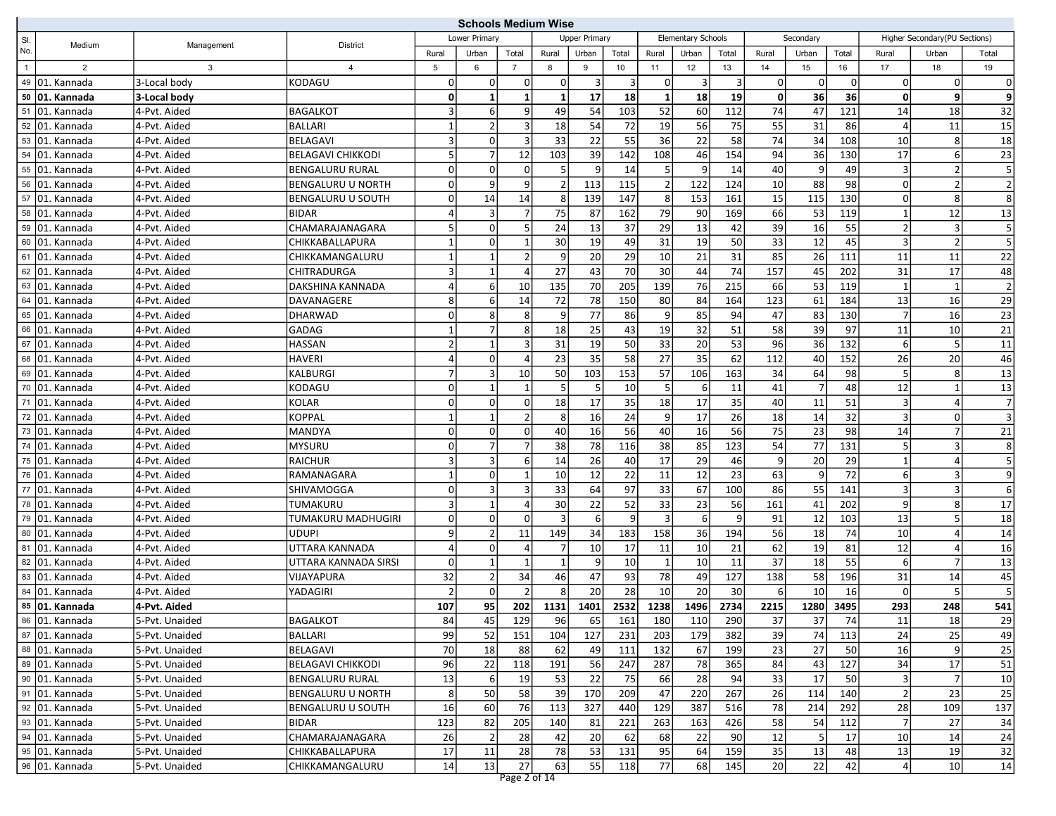## Schools Medium Wise

| Sl. No. | Medium | Management | District | Lower Primary | | | Upper Primary | | | Elementary Schools | | | Secondary | | | Higher Secondary(PU Sections) | | |
|---|---|---|---|---|---|---|---|---|---|---|---|---|---|---|---|---|---|---|
| | | | | Rural | Urban | Total | Rural | Urban | Total | Rural | Urban | Total | Rural | Urban | Total | Rural | Urban | Total |
| 1 | 2 | 3 | 4 | 5 | 6 | 7 | 8 | 9 | 10 | 11 | 12 | 13 | 14 | 15 | 16 | 17 | 18 | 19 |
| 49 | 01. Kannada | 3-Local body | KODAGU | 0 | 0 | 0 | 0 | 3 | 3 | 0 | 3 | 3 | 0 | 0 | 0 | 0 | 0 | 0 |
| **50** | **01. Kannada** | **3-Local body** | | **0** | **1** | **1** | **1** | **17** | **18** | **1** | **18** | **19** | **0** | **36** | **36** | **0** | **9** | **9** |
| 51 | 01. Kannada | 4-Pvt. Aided | BAGALKOT | 3 | 6 | 9 | 49 | 54 | 103 | 52 | 60 | 112 | 74 | 47 | 121 | 14 | 18 | 32 |
| 52 | 01. Kannada | 4-Pvt. Aided | BALLARI | 1 | 2 | 3 | 18 | 54 | 72 | 19 | 56 | 75 | 55 | 31 | 86 | 4 | 11 | 15 |
| 53 | 01. Kannada | 4-Pvt. Aided | BELAGAVI | 3 | 0 | 3 | 33 | 22 | 55 | 36 | 22 | 58 | 74 | 34 | 108 | 10 | 8 | 18 |
| 54 | 01. Kannada | 4-Pvt. Aided | BELAGAVI CHIKKODI | 5 | 7 | 12 | 103 | 39 | 142 | 108 | 46 | 154 | 94 | 36 | 130 | 17 | 6 | 23 |
| 55 | 01. Kannada | 4-Pvt. Aided | BENGALURU RURAL | 0 | 0 | 0 | 5 | 9 | 14 | 5 | 9 | 14 | 40 | 9 | 49 | 3 | 2 | 5 |
| 56 | 01. Kannada | 4-Pvt. Aided | BENGALURU U NORTH | 0 | 9 | 9 | 2 | 113 | 115 | 2 | 122 | 124 | 10 | 88 | 98 | 0 | 2 | 2 |
| 57 | 01. Kannada | 4-Pvt. Aided | BENGALURU U SOUTH | 0 | 14 | 14 | 8 | 139 | 147 | 8 | 153 | 161 | 15 | 115 | 130 | 0 | 8 | 8 |
| 58 | 01. Kannada | 4-Pvt. Aided | BIDAR | 4 | 3 | 7 | 75 | 87 | 162 | 79 | 90 | 169 | 66 | 53 | 119 | 1 | 12 | 13 |
| 59 | 01. Kannada | 4-Pvt. Aided | CHAMARAJANAGARA | 5 | 0 | 5 | 24 | 13 | 37 | 29 | 13 | 42 | 39 | 16 | 55 | 2 | 3 | 5 |
| 60 | 01. Kannada | 4-Pvt. Aided | CHIKKABALLAPURA | 1 | 0 | 1 | 30 | 19 | 49 | 31 | 19 | 50 | 33 | 12 | 45 | 3 | 2 | 5 |
| 61 | 01. Kannada | 4-Pvt. Aided | CHIKKAMANGALURU | 1 | 1 | 2 | 9 | 20 | 29 | 10 | 21 | 31 | 85 | 26 | 111 | 11 | 11 | 22 |
| 62 | 01. Kannada | 4-Pvt. Aided | CHITRADURGA | 3 | 1 | 4 | 27 | 43 | 70 | 30 | 44 | 74 | 157 | 45 | 202 | 31 | 17 | 48 |
| 63 | 01. Kannada | 4-Pvt. Aided | DAKSHINA KANNADA | 4 | 6 | 10 | 135 | 70 | 205 | 139 | 76 | 215 | 66 | 53 | 119 | 1 | 1 | 2 |
| 64 | 01. Kannada | 4-Pvt. Aided | DAVANAGERE | 8 | 6 | 14 | 72 | 78 | 150 | 80 | 84 | 164 | 123 | 61 | 184 | 13 | 16 | 29 |
| 65 | 01. Kannada | 4-Pvt. Aided | DHARWAD | 0 | 8 | 8 | 9 | 77 | 86 | 9 | 85 | 94 | 47 | 83 | 130 | 7 | 16 | 23 |
| 66 | 01. Kannada | 4-Pvt. Aided | GADAG | 1 | 7 | 8 | 18 | 25 | 43 | 19 | 32 | 51 | 58 | 39 | 97 | 11 | 10 | 21 |
| 67 | 01. Kannada | 4-Pvt. Aided | HASSAN | 2 | 1 | 3 | 31 | 19 | 50 | 33 | 20 | 53 | 96 | 36 | 132 | 6 | 5 | 11 |
| 68 | 01. Kannada | 4-Pvt. Aided | HAVERI | 4 | 0 | 4 | 23 | 35 | 58 | 27 | 35 | 62 | 112 | 40 | 152 | 26 | 20 | 46 |
| 69 | 01. Kannada | 4-Pvt. Aided | KALBURGI | 7 | 3 | 10 | 50 | 103 | 153 | 57 | 106 | 163 | 34 | 64 | 98 | 5 | 8 | 13 |
| 70 | 01. Kannada | 4-Pvt. Aided | KODAGU | 0 | 1 | 1 | 5 | 5 | 10 | 5 | 6 | 11 | 41 | 7 | 48 | 12 | 1 | 13 |
| 71 | 01. Kannada | 4-Pvt. Aided | KOLAR | 0 | 0 | 0 | 18 | 17 | 35 | 18 | 17 | 35 | 40 | 11 | 51 | 3 | 4 | 7 |
| 72 | 01. Kannada | 4-Pvt. Aided | KOPPAL | 1 | 1 | 2 | 8 | 16 | 24 | 9 | 17 | 26 | 18 | 14 | 32 | 3 | 0 | 3 |
| 73 | 01. Kannada | 4-Pvt. Aided | MANDYA | 0 | 0 | 0 | 40 | 16 | 56 | 40 | 16 | 56 | 75 | 23 | 98 | 14 | 7 | 21 |
| 74 | 01. Kannada | 4-Pvt. Aided | MYSURU | 0 | 7 | 7 | 38 | 78 | 116 | 38 | 85 | 123 | 54 | 77 | 131 | 5 | 3 | 8 |
| 75 | 01. Kannada | 4-Pvt. Aided | RAICHUR | 3 | 3 | 6 | 14 | 26 | 40 | 17 | 29 | 46 | 9 | 20 | 29 | 1 | 4 | 5 |
| 76 | 01. Kannada | 4-Pvt. Aided | RAMANAGARA | 1 | 0 | 1 | 10 | 12 | 22 | 11 | 12 | 23 | 63 | 9 | 72 | 6 | 3 | 9 |
| 77 | 01. Kannada | 4-Pvt. Aided | SHIVAMOGGA | 0 | 3 | 3 | 33 | 64 | 97 | 33 | 67 | 100 | 86 | 55 | 141 | 3 | 3 | 6 |
| 78 | 01. Kannada | 4-Pvt. Aided | TUMAKURU | 3 | 1 | 4 | 30 | 22 | 52 | 33 | 23 | 56 | 161 | 41 | 202 | 9 | 8 | 17 |
| 79 | 01. Kannada | 4-Pvt. Aided | TUMAKURU MADHUGIRI | 0 | 0 | 0 | 3 | 6 | 9 | 3 | 6 | 9 | 91 | 12 | 103 | 13 | 5 | 18 |
| 80 | 01. Kannada | 4-Pvt. Aided | UDUPI | 9 | 2 | 11 | 149 | 34 | 183 | 158 | 36 | 194 | 56 | 18 | 74 | 10 | 4 | 14 |
| 81 | 01. Kannada | 4-Pvt. Aided | UTTARA KANNADA | 4 | 0 | 4 | 7 | 10 | 17 | 11 | 10 | 21 | 62 | 19 | 81 | 12 | 4 | 16 |
| 82 | 01. Kannada | 4-Pvt. Aided | UTTARA KANNADA SIRSI | 0 | 1 | 1 | 1 | 9 | 10 | 1 | 10 | 11 | 37 | 18 | 55 | 6 | 7 | 13 |
| 83 | 01. Kannada | 4-Pvt. Aided | VIJAYAPURA | 32 | 2 | 34 | 46 | 47 | 93 | 78 | 49 | 127 | 138 | 58 | 196 | 31 | 14 | 45 |
| 84 | 01. Kannada | 4-Pvt. Aided | YADAGIRI | 2 | 0 | 2 | 8 | 20 | 28 | 10 | 20 | 30 | 6 | 10 | 16 | 0 | 5 | 5 |
| **85** | **01. Kannada** | **4-Pvt. Aided** | | **107** | **95** | **202** | **1131** | **1401** | **2532** | **1238** | **1496** | **2734** | **2215** | **1280** | **3495** | **293** | **248** | **541** |
| 86 | 01. Kannada | 5-Pvt. Unaided | BAGALKOT | 84 | 45 | 129 | 96 | 65 | 161 | 180 | 110 | 290 | 37 | 37 | 74 | 11 | 18 | 29 |
| 87 | 01. Kannada | 5-Pvt. Unaided | BALLARI | 99 | 52 | 151 | 104 | 127 | 231 | 203 | 179 | 382 | 39 | 74 | 113 | 24 | 25 | 49 |
| 88 | 01. Kannada | 5-Pvt. Unaided | BELAGAVI | 70 | 18 | 88 | 62 | 49 | 111 | 132 | 67 | 199 | 23 | 27 | 50 | 16 | 9 | 25 |
| 89 | 01. Kannada | 5-Pvt. Unaided | BELAGAVI CHIKKODI | 96 | 22 | 118 | 191 | 56 | 247 | 287 | 78 | 365 | 84 | 43 | 127 | 34 | 17 | 51 |
| 90 | 01. Kannada | 5-Pvt. Unaided | BENGALURU RURAL | 13 | 6 | 19 | 53 | 22 | 75 | 66 | 28 | 94 | 33 | 17 | 50 | 3 | 7 | 10 |
| 91 | 01. Kannada | 5-Pvt. Unaided | BENGALURU U NORTH | 8 | 50 | 58 | 39 | 170 | 209 | 47 | 220 | 267 | 26 | 114 | 140 | 2 | 23 | 25 |
| 92 | 01. Kannada | 5-Pvt. Unaided | BENGALURU U SOUTH | 16 | 60 | 76 | 113 | 327 | 440 | 129 | 387 | 516 | 78 | 214 | 292 | 28 | 109 | 137 |
| 93 | 01. Kannada | 5-Pvt. Unaided | BIDAR | 123 | 82 | 205 | 140 | 81 | 221 | 263 | 163 | 426 | 58 | 54 | 112 | 7 | 27 | 34 |
| 94 | 01. Kannada | 5-Pvt. Unaided | CHAMARAJANAGARA | 26 | 2 | 28 | 42 | 20 | 62 | 68 | 22 | 90 | 12 | 5 | 17 | 10 | 14 | 24 |
| 95 | 01. Kannada | 5-Pvt. Unaided | CHIKKABALLAPURA | 17 | 11 | 28 | 78 | 53 | 131 | 95 | 64 | 159 | 35 | 13 | 48 | 13 | 19 | 32 |
| 96 | 01. Kannada | 5-Pvt. Unaided | CHIKKAMANGALURU | 14 | 13 | 27 | 63 | 55 | 118 | 77 | 68 | 145 | 20 | 22 | 42 | 4 | 10 | 14 |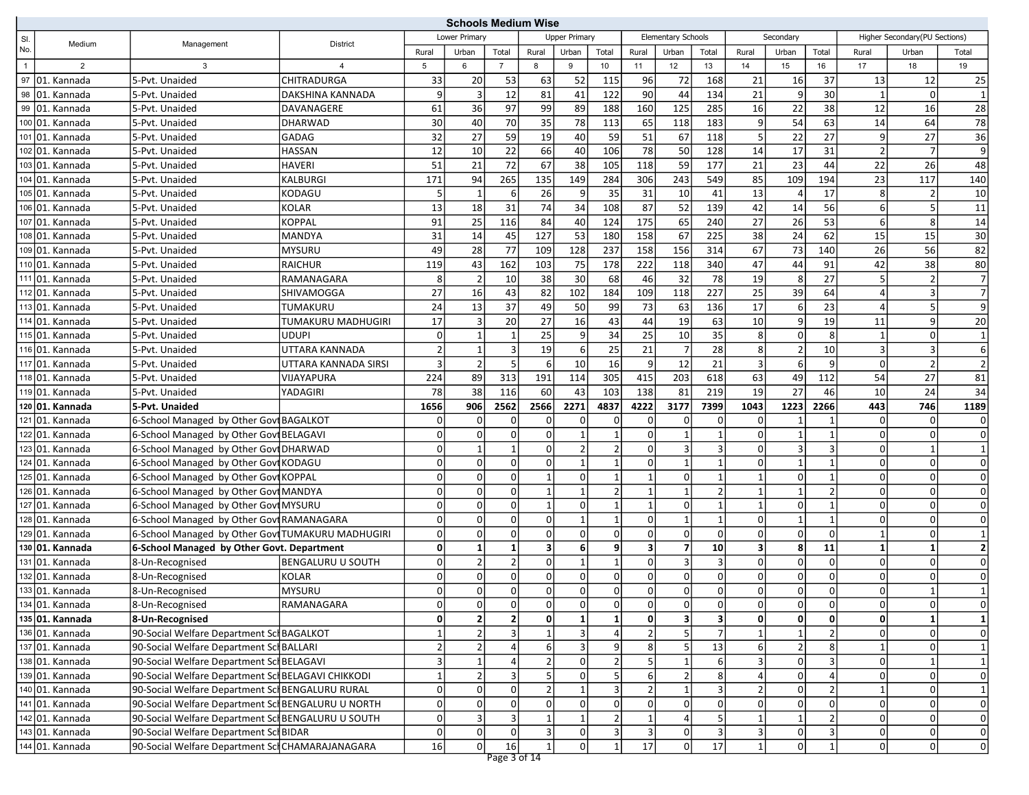## Schools Medium Wise

| Sl. No. | Medium | Management | District | Lower Primary | | | Upper Primary | | | Elementary Schools | | | Secondary | | | Higher Secondary(PU Sections) | | |
|---|---|---|---|---|---|---|---|---|---|---|---|---|---|---|---|---|---|---|
| | | | | Rural | Urban | Total | Rural | Urban | Total | Rural | Urban | Total | Rural | Urban | Total | Rural | Urban | Total |
| 1 | 2 | 3 | 4 | 5 | 6 | 7 | 8 | 9 | 10 | 11 | 12 | 13 | 14 | 15 | 16 | 17 | 18 | 19 |
| 97 | 01. Kannada | 5-Pvt. Unaided | CHITRADURGA | 33 | 20 | 53 | 63 | 52 | 115 | 96 | 72 | 168 | 21 | 16 | 37 | 13 | 12 | 25 |
| 98 | 01. Kannada | 5-Pvt. Unaided | DAKSHINA KANNADA | 9 | 3 | 12 | 81 | 41 | 122 | 90 | 44 | 134 | 21 | 9 | 30 | 1 | 0 | 1 |
| 99 | 01. Kannada | 5-Pvt. Unaided | DAVANAGERE | 61 | 36 | 97 | 99 | 89 | 188 | 160 | 125 | 285 | 16 | 22 | 38 | 12 | 16 | 28 |
| 100 | 01. Kannada | 5-Pvt. Unaided | DHARWAD | 30 | 40 | 70 | 35 | 78 | 113 | 65 | 118 | 183 | 9 | 54 | 63 | 14 | 64 | 78 |
| 101 | 01. Kannada | 5-Pvt. Unaided | GADAG | 32 | 27 | 59 | 19 | 40 | 59 | 51 | 67 | 118 | 5 | 22 | 27 | 9 | 27 | 36 |
| 102 | 01. Kannada | 5-Pvt. Unaided | HASSAN | 12 | 10 | 22 | 66 | 40 | 106 | 78 | 50 | 128 | 14 | 17 | 31 | 2 | 7 | 9 |
| 103 | 01. Kannada | 5-Pvt. Unaided | HAVERI | 51 | 21 | 72 | 67 | 38 | 105 | 118 | 59 | 177 | 21 | 23 | 44 | 22 | 26 | 48 |
| 104 | 01. Kannada | 5-Pvt. Unaided | KALBURGI | 171 | 94 | 265 | 135 | 149 | 284 | 306 | 243 | 549 | 85 | 109 | 194 | 23 | 117 | 140 |
| 105 | 01. Kannada | 5-Pvt. Unaided | KODAGU | 5 | 1 | 6 | 26 | 9 | 35 | 31 | 10 | 41 | 13 | 4 | 17 | 8 | 2 | 10 |
| 106 | 01. Kannada | 5-Pvt. Unaided | KOLAR | 13 | 18 | 31 | 74 | 34 | 108 | 87 | 52 | 139 | 42 | 14 | 56 | 6 | 5 | 11 |
| 107 | 01. Kannada | 5-Pvt. Unaided | KOPPAL | 91 | 25 | 116 | 84 | 40 | 124 | 175 | 65 | 240 | 27 | 26 | 53 | 6 | 8 | 14 |
| 108 | 01. Kannada | 5-Pvt. Unaided | MANDYA | 31 | 14 | 45 | 127 | 53 | 180 | 158 | 67 | 225 | 38 | 24 | 62 | 15 | 15 | 30 |
| 109 | 01. Kannada | 5-Pvt. Unaided | MYSURU | 49 | 28 | 77 | 109 | 128 | 237 | 158 | 156 | 314 | 67 | 73 | 140 | 26 | 56 | 82 |
| 110 | 01. Kannada | 5-Pvt. Unaided | RAICHUR | 119 | 43 | 162 | 103 | 75 | 178 | 222 | 118 | 340 | 47 | 44 | 91 | 42 | 38 | 80 |
| 111 | 01. Kannada | 5-Pvt. Unaided | RAMANAGARA | 8 | 2 | 10 | 38 | 30 | 68 | 46 | 32 | 78 | 19 | 8 | 27 | 5 | 2 | 7 |
| 112 | 01. Kannada | 5-Pvt. Unaided | SHIVAMOGGA | 27 | 16 | 43 | 82 | 102 | 184 | 109 | 118 | 227 | 25 | 39 | 64 | 4 | 3 | 7 |
| 113 | 01. Kannada | 5-Pvt. Unaided | TUMAKURU | 24 | 13 | 37 | 49 | 50 | 99 | 73 | 63 | 136 | 17 | 6 | 23 | 4 | 5 | 9 |
| 114 | 01. Kannada | 5-Pvt. Unaided | TUMAKURU MADHUGIRI | 17 | 3 | 20 | 27 | 16 | 43 | 44 | 19 | 63 | 10 | 9 | 19 | 11 | 9 | 20 |
| 115 | 01. Kannada | 5-Pvt. Unaided | UDUPI | 0 | 1 | 1 | 25 | 9 | 34 | 25 | 10 | 35 | 8 | 0 | 8 | 1 | 0 | 1 |
| 116 | 01. Kannada | 5-Pvt. Unaided | UTTARA KANNADA | 2 | 1 | 3 | 19 | 6 | 25 | 21 | 7 | 28 | 8 | 2 | 10 | 3 | 3 | 6 |
| 117 | 01. Kannada | 5-Pvt. Unaided | UTTARA KANNADA SIRSI | 3 | 2 | 5 | 6 | 10 | 16 | 9 | 12 | 21 | 3 | 6 | 9 | 0 | 2 | 2 |
| 118 | 01. Kannada | 5-Pvt. Unaided | VIJAYAPURA | 224 | 89 | 313 | 191 | 114 | 305 | 415 | 203 | 618 | 63 | 49 | 112 | 54 | 27 | 81 |
| 119 | 01. Kannada | 5-Pvt. Unaided | YADAGIRI | 78 | 38 | 116 | 60 | 43 | 103 | 138 | 81 | 219 | 19 | 27 | 46 | 10 | 24 | 34 |
| **120** | **01. Kannada** | **5-Pvt. Unaided** | | **1656** | **906** | **2562** | **2566** | **2271** | **4837** | **4222** | **3177** | **7399** | **1043** | **1223** | **2266** | **443** | **746** | **1189** |
| 121 | 01. Kannada | 6-School Managed by Other Govt | BAGALKOT | 0 | 0 | 0 | 0 | 0 | 0 | 0 | 0 | 0 | 0 | 1 | 1 | 0 | 0 | 0 |
| 122 | 01. Kannada | 6-School Managed by Other Govt | BELAGAVI | 0 | 0 | 0 | 0 | 1 | 1 | 0 | 1 | 1 | 0 | 1 | 1 | 0 | 0 | 0 |
| 123 | 01. Kannada | 6-School Managed by Other Govt | DHARWAD | 0 | 1 | 1 | 0 | 2 | 2 | 0 | 3 | 3 | 0 | 3 | 3 | 0 | 1 | 1 |
| 124 | 01. Kannada | 6-School Managed by Other Govt | KODAGU | 0 | 0 | 0 | 0 | 1 | 1 | 0 | 1 | 1 | 0 | 1 | 1 | 0 | 0 | 0 |
| 125 | 01. Kannada | 6-School Managed by Other Govt | KOPPAL | 0 | 0 | 0 | 1 | 0 | 1 | 1 | 0 | 1 | 1 | 0 | 1 | 0 | 0 | 0 |
| 126 | 01. Kannada | 6-School Managed by Other Govt | MANDYA | 0 | 0 | 0 | 1 | 1 | 2 | 1 | 1 | 2 | 1 | 1 | 2 | 0 | 0 | 0 |
| 127 | 01. Kannada | 6-School Managed by Other Govt | MYSURU | 0 | 0 | 0 | 1 | 0 | 1 | 1 | 0 | 1 | 1 | 0 | 1 | 0 | 0 | 0 |
| 128 | 01. Kannada | 6-School Managed by Other Govt | RAMANAGARA | 0 | 0 | 0 | 0 | 1 | 1 | 0 | 1 | 1 | 0 | 1 | 1 | 0 | 0 | 0 |
| 129 | 01. Kannada | 6-School Managed by Other Govt | TUMAKURU MADHUGIRI | 0 | 0 | 0 | 0 | 0 | 0 | 0 | 0 | 0 | 0 | 0 | 0 | 1 | 0 | 1 |
| **130** | **01. Kannada** | **6-School Managed by Other Govt. Department** | | **0** | **1** | **1** | **3** | **6** | **9** | **3** | **7** | **10** | **3** | **8** | **11** | **1** | **1** | **2** |
| 131 | 01. Kannada | 8-Un-Recognised | BENGALURU U SOUTH | 0 | 2 | 2 | 0 | 1 | 1 | 0 | 3 | 3 | 0 | 0 | 0 | 0 | 0 | 0 |
| 132 | 01. Kannada | 8-Un-Recognised | KOLAR | 0 | 0 | 0 | 0 | 0 | 0 | 0 | 0 | 0 | 0 | 0 | 0 | 0 | 0 | 0 |
| 133 | 01. Kannada | 8-Un-Recognised | MYSURU | 0 | 0 | 0 | 0 | 0 | 0 | 0 | 0 | 0 | 0 | 0 | 0 | 0 | 1 | 1 |
| 134 | 01. Kannada | 8-Un-Recognised | RAMANAGARA | 0 | 0 | 0 | 0 | 0 | 0 | 0 | 0 | 0 | 0 | 0 | 0 | 0 | 0 | 0 |
| **135** | **01. Kannada** | **8-Un-Recognised** | | **0** | **2** | **2** | **0** | **1** | **1** | **0** | **3** | **3** | **0** | **0** | **0** | **0** | **1** | **1** |
| 136 | 01. Kannada | 90-Social Welfare Department Sc | BAGALKOT | 1 | 2 | 3 | 1 | 3 | 4 | 2 | 5 | 7 | 1 | 1 | 2 | 0 | 0 | 0 |
| 137 | 01. Kannada | 90-Social Welfare Department Sc | BALLARI | 2 | 2 | 4 | 6 | 3 | 9 | 8 | 5 | 13 | 6 | 2 | 8 | 1 | 0 | 1 |
| 138 | 01. Kannada | 90-Social Welfare Department Sc | BELAGAVI | 3 | 1 | 4 | 2 | 0 | 2 | 5 | 1 | 6 | 3 | 0 | 3 | 0 | 1 | 1 |
| 139 | 01. Kannada | 90-Social Welfare Department Sc | BELAGAVI CHIKKODI | 1 | 2 | 3 | 5 | 0 | 5 | 6 | 2 | 8 | 4 | 0 | 4 | 0 | 0 | 0 |
| 140 | 01. Kannada | 90-Social Welfare Department Sc | BENGALURU RURAL | 0 | 0 | 0 | 2 | 1 | 3 | 2 | 1 | 3 | 2 | 0 | 2 | 1 | 0 | 1 |
| 141 | 01. Kannada | 90-Social Welfare Department Sc | BENGALURU U NORTH | 0 | 0 | 0 | 0 | 0 | 0 | 0 | 0 | 0 | 0 | 0 | 0 | 0 | 0 | 0 |
| 142 | 01. Kannada | 90-Social Welfare Department Sc | BENGALURU U SOUTH | 0 | 3 | 3 | 1 | 1 | 2 | 1 | 4 | 5 | 1 | 1 | 2 | 0 | 0 | 0 |
| 143 | 01. Kannada | 90-Social Welfare Department Sc | BIDAR | 0 | 0 | 0 | 3 | 0 | 3 | 3 | 0 | 3 | 3 | 0 | 3 | 0 | 0 | 0 |
| 144 | 01. Kannada | 90-Social Welfare Department Sc | CHAMARAJANAGARA | 16 | 0 | 16 | 1 | 0 | 1 | 17 | 0 | 17 | 1 | 0 | 1 | 0 | 0 | 0 |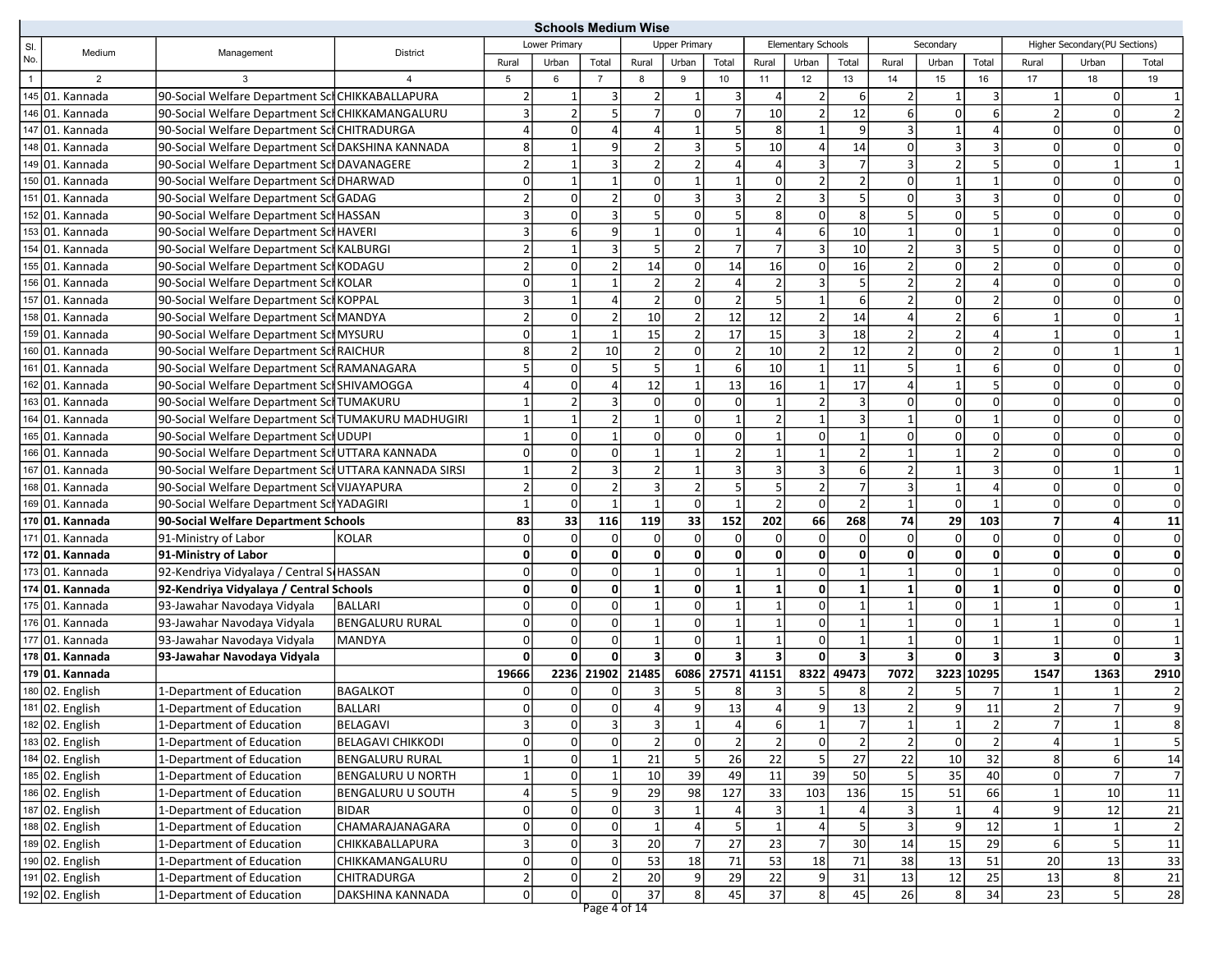## Schools Medium Wise

| Sl. No. | Medium | Management | District | Lower Primary | | | Upper Primary | | | Elementary Schools | | | Secondary | | | Higher Secondary(PU Sections) | | |
|---|---|---|---|---|---|---|---|---|---|---|---|---|---|---|---|---|---|---|
| | | | | Rural | Urban | Total | Rural | Urban | Total | Rural | Urban | Total | Rural | Urban | Total | Rural | Urban | Total |
| 1 | 2 | 3 | 4 | 5 | 6 | 7 | 8 | 9 | 10 | 11 | 12 | 13 | 14 | 15 | 16 | 17 | 18 | 19 |
| 145 | 01. Kannada | 90-Social Welfare Department Sc | CHIKKABALLAPURA | 2 | 1 | 3 | 2 | 1 | 3 | 4 | 2 | 6 | 2 | 1 | 3 | 1 | 0 | 1 |
| 146 | 01. Kannada | 90-Social Welfare Department Sc | CHIKKAMANGALURU | 3 | 2 | 5 | 7 | 0 | 7 | 10 | 2 | 12 | 6 | 0 | 6 | 2 | 0 | 2 |
| 147 | 01. Kannada | 90-Social Welfare Department Sc | CHITRADURGA | 4 | 0 | 4 | 4 | 1 | 5 | 8 | 1 | 9 | 3 | 1 | 4 | 0 | 0 | 0 |
| 148 | 01. Kannada | 90-Social Welfare Department Sc | DAKSHINA KANNADA | 8 | 1 | 9 | 2 | 3 | 5 | 10 | 4 | 14 | 0 | 3 | 3 | 0 | 0 | 0 |
| 149 | 01. Kannada | 90-Social Welfare Department Sc | DAVANAGERE | 2 | 1 | 3 | 2 | 2 | 4 | 4 | 3 | 7 | 3 | 2 | 5 | 0 | 1 | 1 |
| 150 | 01. Kannada | 90-Social Welfare Department Sc | DHARWAD | 0 | 1 | 1 | 0 | 1 | 1 | 0 | 2 | 2 | 0 | 1 | 1 | 0 | 0 | 0 |
| 151 | 01. Kannada | 90-Social Welfare Department Sc | GADAG | 2 | 0 | 2 | 0 | 3 | 3 | 2 | 3 | 5 | 0 | 3 | 3 | 0 | 0 | 0 |
| 152 | 01. Kannada | 90-Social Welfare Department Sc | HASSAN | 3 | 0 | 3 | 5 | 0 | 5 | 8 | 0 | 8 | 5 | 0 | 5 | 0 | 0 | 0 |
| 153 | 01. Kannada | 90-Social Welfare Department Sc | HAVERI | 3 | 6 | 9 | 1 | 0 | 1 | 4 | 6 | 10 | 1 | 0 | 1 | 0 | 0 | 0 |
| 154 | 01. Kannada | 90-Social Welfare Department Sc | KALBURGI | 2 | 1 | 3 | 5 | 2 | 7 | 7 | 3 | 10 | 2 | 3 | 5 | 0 | 0 | 0 |
| 155 | 01. Kannada | 90-Social Welfare Department Sc | KODAGU | 2 | 0 | 2 | 14 | 0 | 14 | 16 | 0 | 16 | 2 | 0 | 2 | 0 | 0 | 0 |
| 156 | 01. Kannada | 90-Social Welfare Department Sc | KOLAR | 0 | 1 | 1 | 2 | 2 | 4 | 2 | 3 | 5 | 2 | 2 | 4 | 0 | 0 | 0 |
| 157 | 01. Kannada | 90-Social Welfare Department Sc | KOPPAL | 3 | 1 | 4 | 2 | 0 | 2 | 5 | 1 | 6 | 2 | 0 | 2 | 0 | 0 | 0 |
| 158 | 01. Kannada | 90-Social Welfare Department Sc | MANDYA | 2 | 0 | 2 | 10 | 2 | 12 | 12 | 2 | 14 | 4 | 2 | 6 | 1 | 0 | 1 |
| 159 | 01. Kannada | 90-Social Welfare Department Sc | MYSURU | 0 | 1 | 1 | 15 | 2 | 17 | 15 | 3 | 18 | 2 | 2 | 4 | 1 | 0 | 1 |
| 160 | 01. Kannada | 90-Social Welfare Department Sc | RAICHUR | 8 | 2 | 10 | 2 | 0 | 2 | 10 | 2 | 12 | 2 | 0 | 2 | 0 | 1 | 1 |
| 161 | 01. Kannada | 90-Social Welfare Department Sc | RAMANAGARA | 5 | 0 | 5 | 5 | 1 | 6 | 10 | 1 | 11 | 5 | 1 | 6 | 0 | 0 | 0 |
| 162 | 01. Kannada | 90-Social Welfare Department Sc | SHIVAMOGGA | 4 | 0 | 4 | 12 | 1 | 13 | 16 | 1 | 17 | 4 | 1 | 5 | 0 | 0 | 0 |
| 163 | 01. Kannada | 90-Social Welfare Department Sc | TUMAKURU | 1 | 2 | 3 | 0 | 0 | 0 | 1 | 2 | 3 | 0 | 0 | 0 | 0 | 0 | 0 |
| 164 | 01. Kannada | 90-Social Welfare Department Sc | TUMAKURU MADHUGIRI | 1 | 1 | 2 | 1 | 0 | 1 | 2 | 1 | 3 | 1 | 0 | 1 | 0 | 0 | 0 |
| 165 | 01. Kannada | 90-Social Welfare Department Sc | UDUPI | 1 | 0 | 1 | 0 | 0 | 0 | 1 | 0 | 1 | 0 | 0 | 0 | 0 | 0 | 0 |
| 166 | 01. Kannada | 90-Social Welfare Department Sc | UTTARA KANNADA | 0 | 0 | 0 | 1 | 1 | 2 | 1 | 1 | 2 | 1 | 1 | 2 | 0 | 0 | 0 |
| 167 | 01. Kannada | 90-Social Welfare Department Sc | UTTARA KANNADA SIRSI | 1 | 2 | 3 | 2 | 1 | 3 | 3 | 3 | 6 | 2 | 1 | 3 | 0 | 1 | 1 |
| 168 | 01. Kannada | 90-Social Welfare Department Sc | VIJAYAPURA | 2 | 0 | 2 | 3 | 2 | 5 | 5 | 2 | 7 | 3 | 1 | 4 | 0 | 0 | 0 |
| 169 | 01. Kannada | 90-Social Welfare Department Sc | YADAGIRI | 1 | 0 | 1 | 1 | 0 | 1 | 2 | 0 | 2 | 1 | 0 | 1 | 0 | 0 | 0 |
| **170** | **01. Kannada** | **90-Social Welfare Department Schools** | | **83** | **33** | **116** | **119** | **33** | **152** | **202** | **66** | **268** | **74** | **29** | **103** | **7** | **4** | **11** |
| 171 | 01. Kannada | 91-Ministry of Labor | KOLAR | 0 | 0 | 0 | 0 | 0 | 0 | 0 | 0 | 0 | 0 | 0 | 0 | 0 | 0 | 0 |
| **172** | **01. Kannada** | **91-Ministry of Labor** | | **0** | **0** | **0** | **0** | **0** | **0** | **0** | **0** | **0** | **0** | **0** | **0** | **0** | **0** | **0** |
| 173 | 01. Kannada | 92-Kendriya Vidyalaya / Central S | HASSAN | 0 | 0 | 0 | 1 | 0 | 1 | 1 | 0 | 1 | 1 | 0 | 1 | 0 | 0 | 0 |
| **174** | **01. Kannada** | **92-Kendriya Vidyalaya / Central Schools** | | **0** | **0** | **0** | **1** | **0** | **1** | **1** | **0** | **1** | **1** | **0** | **1** | **0** | **0** | **0** |
| 175 | 01. Kannada | 93-Jawahar Navodaya Vidyala | BALLARI | 0 | 0 | 0 | 1 | 0 | 1 | 1 | 0 | 1 | 1 | 0 | 1 | 1 | 0 | 1 |
| 176 | 01. Kannada | 93-Jawahar Navodaya Vidyala | BENGALURU RURAL | 0 | 0 | 0 | 1 | 0 | 1 | 1 | 0 | 1 | 1 | 0 | 1 | 1 | 0 | 1 |
| 177 | 01. Kannada | 93-Jawahar Navodaya Vidyala | MANDYA | 0 | 0 | 0 | 1 | 0 | 1 | 1 | 0 | 1 | 1 | 0 | 1 | 1 | 0 | 1 |
| **178** | **01. Kannada** | **93-Jawahar Navodaya Vidyala** | | **0** | **0** | **0** | **3** | **0** | **3** | **3** | **0** | **3** | **3** | **0** | **3** | **3** | **0** | **3** |
| **179** | **01. Kannada** | | | **19666** | **2236** | **21902** | **21485** | **6086** | **27571** | **41151** | **8322** | **49473** | **7072** | **3223** | **10295** | **1547** | **1363** | **2910** |
| 180 | 02. English | 1-Department of Education | BAGALKOT | 0 | 0 | 0 | 3 | 5 | 8 | 3 | 5 | 8 | 2 | 5 | 7 | 1 | 1 | 2 |
| 181 | 02. English | 1-Department of Education | BALLARI | 0 | 0 | 0 | 4 | 9 | 13 | 4 | 9 | 13 | 2 | 9 | 11 | 2 | 7 | 9 |
| 182 | 02. English | 1-Department of Education | BELAGAVI | 3 | 0 | 3 | 3 | 1 | 4 | 6 | 1 | 7 | 1 | 1 | 2 | 7 | 1 | 8 |
| 183 | 02. English | 1-Department of Education | BELAGAVI CHIKKODI | 0 | 0 | 0 | 2 | 0 | 2 | 2 | 0 | 2 | 2 | 0 | 2 | 4 | 1 | 5 |
| 184 | 02. English | 1-Department of Education | BENGALURU RURAL | 1 | 0 | 1 | 21 | 5 | 26 | 22 | 5 | 27 | 22 | 10 | 32 | 8 | 6 | 14 |
| 185 | 02. English | 1-Department of Education | BENGALURU U NORTH | 1 | 0 | 1 | 10 | 39 | 49 | 11 | 39 | 50 | 5 | 35 | 40 | 0 | 7 | 7 |
| 186 | 02. English | 1-Department of Education | BENGALURU U SOUTH | 4 | 5 | 9 | 29 | 98 | 127 | 33 | 103 | 136 | 15 | 51 | 66 | 1 | 10 | 11 |
| 187 | 02. English | 1-Department of Education | BIDAR | 0 | 0 | 0 | 3 | 1 | 4 | 3 | 1 | 4 | 3 | 1 | 4 | 9 | 12 | 21 |
| 188 | 02. English | 1-Department of Education | CHAMARAJANAGARA | 0 | 0 | 0 | 1 | 4 | 5 | 1 | 4 | 5 | 3 | 9 | 12 | 1 | 1 | 2 |
| 189 | 02. English | 1-Department of Education | CHIKKABALLAPURA | 3 | 0 | 3 | 20 | 7 | 27 | 23 | 7 | 30 | 14 | 15 | 29 | 6 | 5 | 11 |
| 190 | 02. English | 1-Department of Education | CHIKKAMANGALURU | 0 | 0 | 0 | 53 | 18 | 71 | 53 | 18 | 71 | 38 | 13 | 51 | 20 | 13 | 33 |
| 191 | 02. English | 1-Department of Education | CHITRADURGA | 2 | 0 | 2 | 20 | 9 | 29 | 22 | 9 | 31 | 13 | 12 | 25 | 13 | 8 | 21 |
| 192 | 02. English | 1-Department of Education | DAKSHINA KANNADA | 0 | 0 | 0 | 37 | 8 | 45 | 37 | 8 | 45 | 26 | 8 | 34 | 23 | 5 | 28 |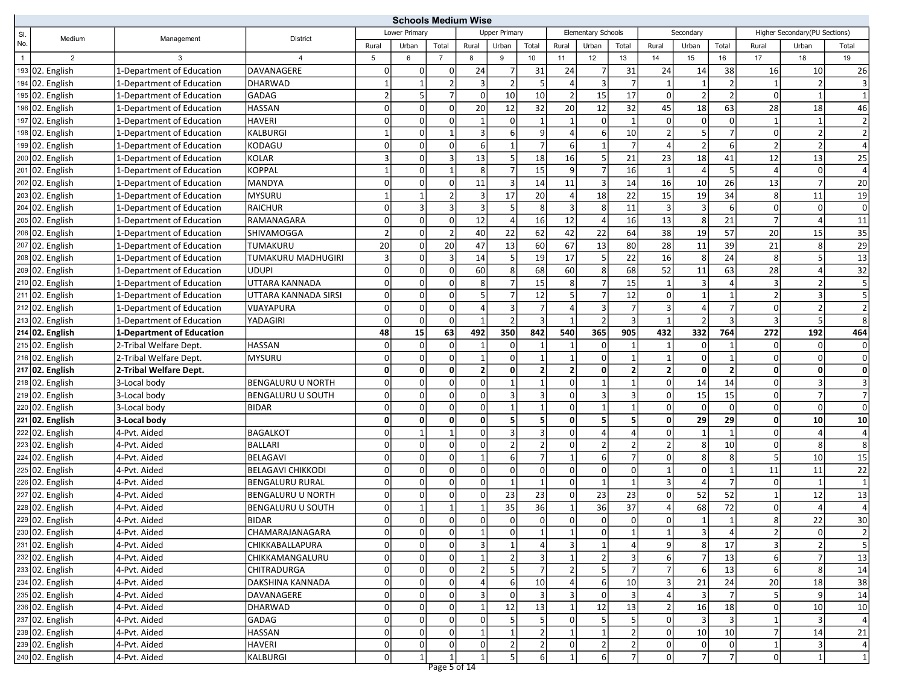## Schools Medium Wise

| Sl. No. | Medium | Management | District | Lower Primary | | | Upper Primary | | | Elementary Schools | | | Secondary | | | Higher Secondary(PU Sections) | | |
|---|---|---|---|---|---|---|---|---|---|---|---|---|---|---|---|---|---|---|
| | | | | Rural | Urban | Total | Rural | Urban | Total | Rural | Urban | Total | Rural | Urban | Total | Rural | Urban | Total |
| 1 | 2 | 3 | 4 | 5 | 6 | 7 | 8 | 9 | 10 | 11 | 12 | 13 | 14 | 15 | 16 | 17 | 18 | 19 |
| 193 | 02. English | 1-Department of Education | DAVANAGERE | 0 | 0 | 0 | 24 | 7 | 31 | 24 | 7 | 31 | 24 | 14 | 38 | 16 | 10 | 26 |
| 194 | 02. English | 1-Department of Education | DHARWAD | 1 | 1 | 2 | 3 | 2 | 5 | 4 | 3 | 7 | 1 | 1 | 2 | 1 | 2 | 3 |
| 195 | 02. English | 1-Department of Education | GADAG | 2 | 5 | 7 | 0 | 10 | 10 | 2 | 15 | 17 | 0 | 2 | 2 | 0 | 1 | 1 |
| 196 | 02. English | 1-Department of Education | HASSAN | 0 | 0 | 0 | 20 | 12 | 32 | 20 | 12 | 32 | 45 | 18 | 63 | 28 | 18 | 46 |
| 197 | 02. English | 1-Department of Education | HAVERI | 0 | 0 | 0 | 1 | 0 | 1 | 1 | 0 | 1 | 0 | 0 | 0 | 1 | 1 | 2 |
| 198 | 02. English | 1-Department of Education | KALBURGI | 1 | 0 | 1 | 3 | 6 | 9 | 4 | 6 | 10 | 2 | 5 | 7 | 0 | 2 | 2 |
| 199 | 02. English | 1-Department of Education | KODAGU | 0 | 0 | 0 | 6 | 1 | 7 | 6 | 1 | 7 | 4 | 2 | 6 | 2 | 2 | 4 |
| 200 | 02. English | 1-Department of Education | KOLAR | 3 | 0 | 3 | 13 | 5 | 18 | 16 | 5 | 21 | 23 | 18 | 41 | 12 | 13 | 25 |
| 201 | 02. English | 1-Department of Education | KOPPAL | 1 | 0 | 1 | 8 | 7 | 15 | 9 | 7 | 16 | 1 | 4 | 5 | 4 | 0 | 4 |
| 202 | 02. English | 1-Department of Education | MANDYA | 0 | 0 | 0 | 11 | 3 | 14 | 11 | 3 | 14 | 16 | 10 | 26 | 13 | 7 | 20 |
| 203 | 02. English | 1-Department of Education | MYSURU | 1 | 1 | 2 | 3 | 17 | 20 | 4 | 18 | 22 | 15 | 19 | 34 | 8 | 11 | 19 |
| 204 | 02. English | 1-Department of Education | RAICHUR | 0 | 3 | 3 | 3 | 5 | 8 | 3 | 8 | 11 | 3 | 3 | 6 | 0 | 0 | 0 |
| 205 | 02. English | 1-Department of Education | RAMANAGARA | 0 | 0 | 0 | 12 | 4 | 16 | 12 | 4 | 16 | 13 | 8 | 21 | 7 | 4 | 11 |
| 206 | 02. English | 1-Department of Education | SHIVAMOGGA | 2 | 0 | 2 | 40 | 22 | 62 | 42 | 22 | 64 | 38 | 19 | 57 | 20 | 15 | 35 |
| 207 | 02. English | 1-Department of Education | TUMAKURU | 20 | 0 | 20 | 47 | 13 | 60 | 67 | 13 | 80 | 28 | 11 | 39 | 21 | 8 | 29 |
| 208 | 02. English | 1-Department of Education | TUMAKURU MADHUGIRI | 3 | 0 | 3 | 14 | 5 | 19 | 17 | 5 | 22 | 16 | 8 | 24 | 8 | 5 | 13 |
| 209 | 02. English | 1-Department of Education | UDUPI | 0 | 0 | 0 | 60 | 8 | 68 | 60 | 8 | 68 | 52 | 11 | 63 | 28 | 4 | 32 |
| 210 | 02. English | 1-Department of Education | UTTARA KANNADA | 0 | 0 | 0 | 8 | 7 | 15 | 8 | 7 | 15 | 1 | 3 | 4 | 3 | 2 | 5 |
| 211 | 02. English | 1-Department of Education | UTTARA KANNADA SIRSI | 0 | 0 | 0 | 5 | 7 | 12 | 5 | 7 | 12 | 0 | 1 | 1 | 2 | 3 | 5 |
| 212 | 02. English | 1-Department of Education | VIJAYAPURA | 0 | 0 | 0 | 4 | 3 | 7 | 4 | 3 | 7 | 3 | 4 | 7 | 0 | 2 | 2 |
| 213 | 02. English | 1-Department of Education | YADAGIRI | 0 | 0 | 0 | 1 | 2 | 3 | 1 | 2 | 3 | 1 | 2 | 3 | 3 | 5 | 8 |
| **214** | **02. English** | **1-Department of Education** | | **48** | **15** | **63** | **492** | **350** | **842** | **540** | **365** | **905** | **432** | **332** | **764** | **272** | **192** | **464** |
| 215 | 02. English | 2-Tribal Welfare Dept. | HASSAN | 0 | 0 | 0 | 1 | 0 | 1 | 1 | 0 | 1 | 1 | 0 | 1 | 0 | 0 | 0 |
| 216 | 02. English | 2-Tribal Welfare Dept. | MYSURU | 0 | 0 | 0 | 1 | 0 | 1 | 1 | 0 | 1 | 1 | 0 | 1 | 0 | 0 | 0 |
| **217** | **02. English** | **2-Tribal Welfare Dept.** | | **0** | **0** | **0** | **2** | **0** | **2** | **2** | **0** | **2** | **2** | **0** | **2** | **0** | **0** | **0** |
| 218 | 02. English | 3-Local body | BENGALURU U NORTH | 0 | 0 | 0 | 0 | 1 | 1 | 0 | 1 | 1 | 0 | 14 | 14 | 0 | 3 | 3 |
| 219 | 02. English | 3-Local body | BENGALURU U SOUTH | 0 | 0 | 0 | 0 | 3 | 3 | 0 | 3 | 3 | 0 | 15 | 15 | 0 | 7 | 7 |
| 220 | 02. English | 3-Local body | BIDAR | 0 | 0 | 0 | 0 | 1 | 1 | 0 | 1 | 1 | 0 | 0 | 0 | 0 | 0 | 0 |
| **221** | **02. English** | **3-Local body** | | **0** | **0** | **0** | **0** | **5** | **5** | **0** | **5** | **5** | **0** | **29** | **29** | **0** | **10** | **10** |
| 222 | 02. English | 4-Pvt. Aided | BAGALKOT | 0 | 1 | 1 | 0 | 3 | 3 | 0 | 4 | 4 | 0 | 1 | 1 | 0 | 4 | 4 |
| 223 | 02. English | 4-Pvt. Aided | BALLARI | 0 | 0 | 0 | 0 | 2 | 2 | 0 | 2 | 2 | 2 | 8 | 10 | 0 | 8 | 8 |
| 224 | 02. English | 4-Pvt. Aided | BELAGAVI | 0 | 0 | 0 | 1 | 6 | 7 | 1 | 6 | 7 | 0 | 8 | 8 | 5 | 10 | 15 |
| 225 | 02. English | 4-Pvt. Aided | BELAGAVI CHIKKODI | 0 | 0 | 0 | 0 | 0 | 0 | 0 | 0 | 0 | 1 | 0 | 1 | 11 | 11 | 22 |
| 226 | 02. English | 4-Pvt. Aided | BENGALURU RURAL | 0 | 0 | 0 | 0 | 1 | 1 | 0 | 1 | 1 | 3 | 4 | 7 | 0 | 1 | 1 |
| 227 | 02. English | 4-Pvt. Aided | BENGALURU U NORTH | 0 | 0 | 0 | 0 | 23 | 23 | 0 | 23 | 23 | 0 | 52 | 52 | 1 | 12 | 13 |
| 228 | 02. English | 4-Pvt. Aided | BENGALURU U SOUTH | 0 | 1 | 1 | 1 | 35 | 36 | 1 | 36 | 37 | 4 | 68 | 72 | 0 | 4 | 4 |
| 229 | 02. English | 4-Pvt. Aided | BIDAR | 0 | 0 | 0 | 0 | 0 | 0 | 0 | 0 | 0 | 0 | 1 | 1 | 8 | 22 | 30 |
| 230 | 02. English | 4-Pvt. Aided | CHAMARAJANAGARA | 0 | 0 | 0 | 1 | 0 | 1 | 1 | 0 | 1 | 1 | 3 | 4 | 2 | 0 | 2 |
| 231 | 02. English | 4-Pvt. Aided | CHIKKABALLAPURA | 0 | 0 | 0 | 3 | 1 | 4 | 3 | 1 | 4 | 9 | 8 | 17 | 3 | 2 | 5 |
| 232 | 02. English | 4-Pvt. Aided | CHIKKAMANGALURU | 0 | 0 | 0 | 1 | 2 | 3 | 1 | 2 | 3 | 6 | 7 | 13 | 6 | 7 | 13 |
| 233 | 02. English | 4-Pvt. Aided | CHITRADURGA | 0 | 0 | 0 | 2 | 5 | 7 | 2 | 5 | 7 | 7 | 6 | 13 | 6 | 8 | 14 |
| 234 | 02. English | 4-Pvt. Aided | DAKSHINA KANNADA | 0 | 0 | 0 | 4 | 6 | 10 | 4 | 6 | 10 | 3 | 21 | 24 | 20 | 18 | 38 |
| 235 | 02. English | 4-Pvt. Aided | DAVANAGERE | 0 | 0 | 0 | 3 | 0 | 3 | 3 | 0 | 3 | 4 | 3 | 7 | 5 | 9 | 14 |
| 236 | 02. English | 4-Pvt. Aided | DHARWAD | 0 | 0 | 0 | 1 | 12 | 13 | 1 | 12 | 13 | 2 | 16 | 18 | 0 | 10 | 10 |
| 237 | 02. English | 4-Pvt. Aided | GADAG | 0 | 0 | 0 | 0 | 5 | 5 | 0 | 5 | 5 | 0 | 3 | 3 | 1 | 3 | 4 |
| 238 | 02. English | 4-Pvt. Aided | HASSAN | 0 | 0 | 0 | 1 | 1 | 2 | 1 | 1 | 2 | 0 | 10 | 10 | 7 | 14 | 21 |
| 239 | 02. English | 4-Pvt. Aided | HAVERI | 0 | 0 | 0 | 0 | 2 | 2 | 0 | 2 | 2 | 0 | 0 | 0 | 1 | 3 | 4 |
| 240 | 02. English | 4-Pvt. Aided | KALBURGI | 0 | 1 | 1 | 1 | 5 | 6 | 1 | 6 | 7 | 0 | 7 | 7 | 0 | 1 | 1 |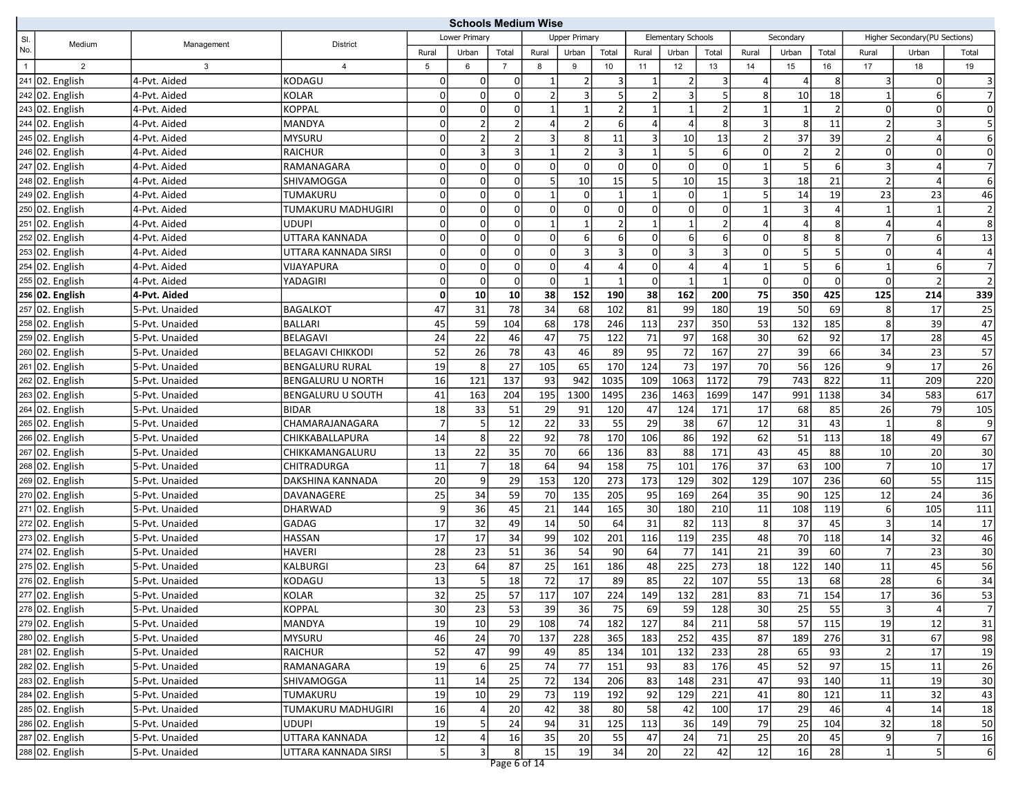## Schools Medium Wise

| Sl. No. | Medium | Management | District | Lower Primary | | | Upper Primary | | | Elementary Schools | | | Secondary | | | Higher Secondary(PU Sections) | | |
|---|---|---|---|---|---|---|---|---|---|---|---|---|---|---|---|---|---|---|
| | | | | Rural | Urban | Total | Rural | Urban | Total | Rural | Urban | Total | Rural | Urban | Total | Rural | Urban | Total |
| 1 | 2 | 3 | 4 | 5 | 6 | 7 | 8 | 9 | 10 | 11 | 12 | 13 | 14 | 15 | 16 | 17 | 18 | 19 |
| 241 | 02. English | 4-Pvt. Aided | KODAGU | 0 | 0 | 0 | 1 | 2 | 3 | 1 | 2 | 3 | 4 | 4 | 8 | 3 | 0 | 3 |
| 242 | 02. English | 4-Pvt. Aided | KOLAR | 0 | 0 | 0 | 2 | 3 | 5 | 2 | 3 | 5 | 8 | 10 | 18 | 1 | 6 | 7 |
| 243 | 02. English | 4-Pvt. Aided | KOPPAL | 0 | 0 | 0 | 1 | 1 | 2 | 1 | 1 | 2 | 1 | 1 | 2 | 0 | 0 | 0 |
| 244 | 02. English | 4-Pvt. Aided | MANDYA | 0 | 2 | 2 | 4 | 2 | 6 | 4 | 4 | 8 | 3 | 8 | 11 | 2 | 3 | 5 |
| 245 | 02. English | 4-Pvt. Aided | MYSURU | 0 | 2 | 2 | 3 | 8 | 11 | 3 | 10 | 13 | 2 | 37 | 39 | 2 | 4 | 6 |
| 246 | 02. English | 4-Pvt. Aided | RAICHUR | 0 | 3 | 3 | 1 | 2 | 3 | 1 | 5 | 6 | 0 | 2 | 2 | 0 | 0 | 0 |
| 247 | 02. English | 4-Pvt. Aided | RAMANAGARA | 0 | 0 | 0 | 0 | 0 | 0 | 0 | 0 | 0 | 1 | 5 | 6 | 3 | 4 | 7 |
| 248 | 02. English | 4-Pvt. Aided | SHIVAMOGGA | 0 | 0 | 0 | 5 | 10 | 15 | 5 | 10 | 15 | 3 | 18 | 21 | 2 | 4 | 6 |
| 249 | 02. English | 4-Pvt. Aided | TUMAKURU | 0 | 0 | 0 | 1 | 0 | 1 | 1 | 0 | 1 | 5 | 14 | 19 | 23 | 23 | 46 |
| 250 | 02. English | 4-Pvt. Aided | TUMAKURU MADHUGIRI | 0 | 0 | 0 | 0 | 0 | 0 | 0 | 0 | 0 | 1 | 3 | 4 | 1 | 1 | 2 |
| 251 | 02. English | 4-Pvt. Aided | UDUPI | 0 | 0 | 0 | 1 | 1 | 2 | 1 | 1 | 2 | 4 | 4 | 8 | 4 | 4 | 8 |
| 252 | 02. English | 4-Pvt. Aided | UTTARA KANNADA | 0 | 0 | 0 | 0 | 6 | 6 | 0 | 6 | 6 | 0 | 8 | 8 | 7 | 6 | 13 |
| 253 | 02. English | 4-Pvt. Aided | UTTARA KANNADA SIRSI | 0 | 0 | 0 | 0 | 3 | 3 | 0 | 3 | 3 | 0 | 5 | 5 | 0 | 4 | 4 |
| 254 | 02. English | 4-Pvt. Aided | VIJAYAPURA | 0 | 0 | 0 | 0 | 4 | 4 | 0 | 4 | 4 | 1 | 5 | 6 | 1 | 6 | 7 |
| 255 | 02. English | 4-Pvt. Aided | YADAGIRI | 0 | 0 | 0 | 0 | 1 | 1 | 0 | 1 | 1 | 0 | 0 | 0 | 0 | 2 | 2 |
| **256** | **02. English** | **4-Pvt. Aided** | | **0** | **10** | **10** | **38** | **152** | **190** | **38** | **162** | **200** | **75** | **350** | **425** | **125** | **214** | **339** |
| 257 | 02. English | 5-Pvt. Unaided | BAGALKOT | 47 | 31 | 78 | 34 | 68 | 102 | 81 | 99 | 180 | 19 | 50 | 69 | 8 | 17 | 25 |
| 258 | 02. English | 5-Pvt. Unaided | BALLARI | 45 | 59 | 104 | 68 | 178 | 246 | 113 | 237 | 350 | 53 | 132 | 185 | 8 | 39 | 47 |
| 259 | 02. English | 5-Pvt. Unaided | BELAGAVI | 24 | 22 | 46 | 47 | 75 | 122 | 71 | 97 | 168 | 30 | 62 | 92 | 17 | 28 | 45 |
| 260 | 02. English | 5-Pvt. Unaided | BELAGAVI CHIKKODI | 52 | 26 | 78 | 43 | 46 | 89 | 95 | 72 | 167 | 27 | 39 | 66 | 34 | 23 | 57 |
| 261 | 02. English | 5-Pvt. Unaided | BENGALURU RURAL | 19 | 8 | 27 | 105 | 65 | 170 | 124 | 73 | 197 | 70 | 56 | 126 | 9 | 17 | 26 |
| 262 | 02. English | 5-Pvt. Unaided | BENGALURU U NORTH | 16 | 121 | 137 | 93 | 942 | 1035 | 109 | 1063 | 1172 | 79 | 743 | 822 | 11 | 209 | 220 |
| 263 | 02. English | 5-Pvt. Unaided | BENGALURU U SOUTH | 41 | 163 | 204 | 195 | 1300 | 1495 | 236 | 1463 | 1699 | 147 | 991 | 1138 | 34 | 583 | 617 |
| 264 | 02. English | 5-Pvt. Unaided | BIDAR | 18 | 33 | 51 | 29 | 91 | 120 | 47 | 124 | 171 | 17 | 68 | 85 | 26 | 79 | 105 |
| 265 | 02. English | 5-Pvt. Unaided | CHAMARAJANAGARA | 7 | 5 | 12 | 22 | 33 | 55 | 29 | 38 | 67 | 12 | 31 | 43 | 1 | 8 | 9 |
| 266 | 02. English | 5-Pvt. Unaided | CHIKKABALLAPURA | 14 | 8 | 22 | 92 | 78 | 170 | 106 | 86 | 192 | 62 | 51 | 113 | 18 | 49 | 67 |
| 267 | 02. English | 5-Pvt. Unaided | CHIKKAMANGALURU | 13 | 22 | 35 | 70 | 66 | 136 | 83 | 88 | 171 | 43 | 45 | 88 | 10 | 20 | 30 |
| 268 | 02. English | 5-Pvt. Unaided | CHITRADURGA | 11 | 7 | 18 | 64 | 94 | 158 | 75 | 101 | 176 | 37 | 63 | 100 | 7 | 10 | 17 |
| 269 | 02. English | 5-Pvt. Unaided | DAKSHINA KANNADA | 20 | 9 | 29 | 153 | 120 | 273 | 173 | 129 | 302 | 129 | 107 | 236 | 60 | 55 | 115 |
| 270 | 02. English | 5-Pvt. Unaided | DAVANAGERE | 25 | 34 | 59 | 70 | 135 | 205 | 95 | 169 | 264 | 35 | 90 | 125 | 12 | 24 | 36 |
| 271 | 02. English | 5-Pvt. Unaided | DHARWAD | 9 | 36 | 45 | 21 | 144 | 165 | 30 | 180 | 210 | 11 | 108 | 119 | 6 | 105 | 111 |
| 272 | 02. English | 5-Pvt. Unaided | GADAG | 17 | 32 | 49 | 14 | 50 | 64 | 31 | 82 | 113 | 8 | 37 | 45 | 3 | 14 | 17 |
| 273 | 02. English | 5-Pvt. Unaided | HASSAN | 17 | 17 | 34 | 99 | 102 | 201 | 116 | 119 | 235 | 48 | 70 | 118 | 14 | 32 | 46 |
| 274 | 02. English | 5-Pvt. Unaided | HAVERI | 28 | 23 | 51 | 36 | 54 | 90 | 64 | 77 | 141 | 21 | 39 | 60 | 7 | 23 | 30 |
| 275 | 02. English | 5-Pvt. Unaided | KALBURGI | 23 | 64 | 87 | 25 | 161 | 186 | 48 | 225 | 273 | 18 | 122 | 140 | 11 | 45 | 56 |
| 276 | 02. English | 5-Pvt. Unaided | KODAGU | 13 | 5 | 18 | 72 | 17 | 89 | 85 | 22 | 107 | 55 | 13 | 68 | 28 | 6 | 34 |
| 277 | 02. English | 5-Pvt. Unaided | KOLAR | 32 | 25 | 57 | 117 | 107 | 224 | 149 | 132 | 281 | 83 | 71 | 154 | 17 | 36 | 53 |
| 278 | 02. English | 5-Pvt. Unaided | KOPPAL | 30 | 23 | 53 | 39 | 36 | 75 | 69 | 59 | 128 | 30 | 25 | 55 | 3 | 4 | 7 |
| 279 | 02. English | 5-Pvt. Unaided | MANDYA | 19 | 10 | 29 | 108 | 74 | 182 | 127 | 84 | 211 | 58 | 57 | 115 | 19 | 12 | 31 |
| 280 | 02. English | 5-Pvt. Unaided | MYSURU | 46 | 24 | 70 | 137 | 228 | 365 | 183 | 252 | 435 | 87 | 189 | 276 | 31 | 67 | 98 |
| 281 | 02. English | 5-Pvt. Unaided | RAICHUR | 52 | 47 | 99 | 49 | 85 | 134 | 101 | 132 | 233 | 28 | 65 | 93 | 2 | 17 | 19 |
| 282 | 02. English | 5-Pvt. Unaided | RAMANAGARA | 19 | 6 | 25 | 74 | 77 | 151 | 93 | 83 | 176 | 45 | 52 | 97 | 15 | 11 | 26 |
| 283 | 02. English | 5-Pvt. Unaided | SHIVAMOGGA | 11 | 14 | 25 | 72 | 134 | 206 | 83 | 148 | 231 | 47 | 93 | 140 | 11 | 19 | 30 |
| 284 | 02. English | 5-Pvt. Unaided | TUMAKURU | 19 | 10 | 29 | 73 | 119 | 192 | 92 | 129 | 221 | 41 | 80 | 121 | 11 | 32 | 43 |
| 285 | 02. English | 5-Pvt. Unaided | TUMAKURU MADHUGIRI | 16 | 4 | 20 | 42 | 38 | 80 | 58 | 42 | 100 | 17 | 29 | 46 | 4 | 14 | 18 |
| 286 | 02. English | 5-Pvt. Unaided | UDUPI | 19 | 5 | 24 | 94 | 31 | 125 | 113 | 36 | 149 | 79 | 25 | 104 | 32 | 18 | 50 |
| 287 | 02. English | 5-Pvt. Unaided | UTTARA KANNADA | 12 | 4 | 16 | 35 | 20 | 55 | 47 | 24 | 71 | 25 | 20 | 45 | 9 | 7 | 16 |
| 288 | 02. English | 5-Pvt. Unaided | UTTARA KANNADA SIRSI | 5 | 3 | 8 | 15 | 19 | 34 | 20 | 22 | 42 | 12 | 16 | 28 | 1 | 5 | 6 |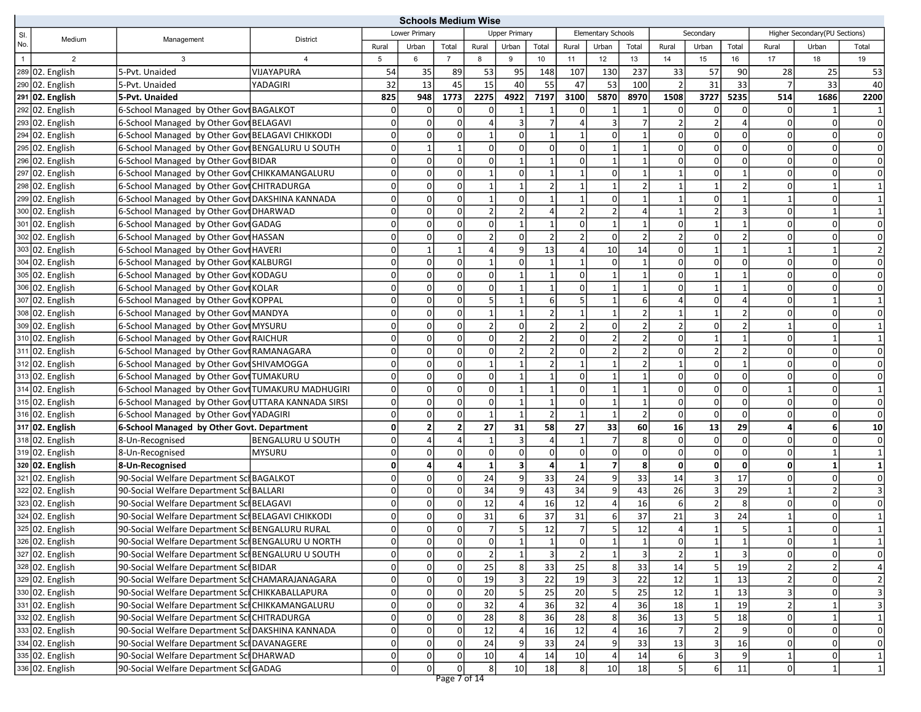## Schools Medium Wise

| Sl. No. | Medium | Management | District | Lower Primary | | | Upper Primary | | | Elementary Schools | | | Secondary | | | Higher Secondary(PU Sections) | | |
|---|---|---|---|---|---|---|---|---|---|---|---|---|---|---|---|---|---|---|
| | | | | Rural | Urban | Total | Rural | Urban | Total | Rural | Urban | Total | Rural | Urban | Total | Rural | Urban | Total |
| 1 | 2 | 3 | 4 | 5 | 6 | 7 | 8 | 9 | 10 | 11 | 12 | 13 | 14 | 15 | 16 | 17 | 18 | 19 |
| 289 | 02. English | 5-Pvt. Unaided | VIJAYAPURA | 54 | 35 | 89 | 53 | 95 | 148 | 107 | 130 | 237 | 33 | 57 | 90 | 28 | 25 | 53 |
| 290 | 02. English | 5-Pvt. Unaided | YADAGIRI | 32 | 13 | 45 | 15 | 40 | 55 | 47 | 53 | 100 | 2 | 31 | 33 | 7 | 33 | 40 |
| **291** | **02. English** | **5-Pvt. Unaided** | | **825** | **948** | **1773** | **2275** | **4922** | **7197** | **3100** | **5870** | **8970** | **1508** | **3727** | **5235** | **514** | **1686** | **2200** |
| 292 | 02. English | 6-School Managed by Other Govt | BAGALKOT | 0 | 0 | 0 | 0 | 1 | 1 | 0 | 1 | 1 | 0 | 0 | 0 | 0 | 1 | 1 |
| 293 | 02. English | 6-School Managed by Other Govt | BELAGAVI | 0 | 0 | 0 | 4 | 3 | 7 | 4 | 3 | 7 | 2 | 2 | 4 | 0 | 0 | 0 |
| 294 | 02. English | 6-School Managed by Other Govt | BELAGAVI CHIKKODI | 0 | 0 | 0 | 1 | 0 | 1 | 1 | 0 | 1 | 0 | 0 | 0 | 0 | 0 | 0 |
| 295 | 02. English | 6-School Managed by Other Govt | BENGALURU U SOUTH | 0 | 1 | 1 | 0 | 0 | 0 | 0 | 1 | 1 | 0 | 0 | 0 | 0 | 0 | 0 |
| 296 | 02. English | 6-School Managed by Other Govt | BIDAR | 0 | 0 | 0 | 0 | 1 | 1 | 0 | 1 | 1 | 0 | 0 | 0 | 0 | 0 | 0 |
| 297 | 02. English | 6-School Managed by Other Govt | CHIKKAMANGALURU | 0 | 0 | 0 | 1 | 0 | 1 | 1 | 0 | 1 | 1 | 0 | 1 | 0 | 0 | 0 |
| 298 | 02. English | 6-School Managed by Other Govt | CHITRADURGA | 0 | 0 | 0 | 1 | 1 | 2 | 1 | 1 | 2 | 1 | 1 | 2 | 0 | 1 | 1 |
| 299 | 02. English | 6-School Managed by Other Govt | DAKSHINA KANNADA | 0 | 0 | 0 | 1 | 0 | 1 | 1 | 0 | 1 | 1 | 0 | 1 | 1 | 0 | 1 |
| 300 | 02. English | 6-School Managed by Other Govt | DHARWAD | 0 | 0 | 0 | 2 | 2 | 4 | 2 | 2 | 4 | 1 | 2 | 3 | 0 | 1 | 1 |
| 301 | 02. English | 6-School Managed by Other Govt | GADAG | 0 | 0 | 0 | 0 | 1 | 1 | 0 | 1 | 1 | 0 | 1 | 1 | 0 | 0 | 0 |
| 302 | 02. English | 6-School Managed by Other Govt | HASSAN | 0 | 0 | 0 | 2 | 0 | 2 | 2 | 0 | 2 | 2 | 0 | 2 | 0 | 0 | 0 |
| 303 | 02. English | 6-School Managed by Other Govt | HAVERI | 0 | 1 | 1 | 4 | 9 | 13 | 4 | 10 | 14 | 0 | 1 | 1 | 1 | 1 | 2 |
| 304 | 02. English | 6-School Managed by Other Govt | KALBURGI | 0 | 0 | 0 | 1 | 0 | 1 | 1 | 0 | 1 | 0 | 0 | 0 | 0 | 0 | 0 |
| 305 | 02. English | 6-School Managed by Other Govt | KODAGU | 0 | 0 | 0 | 0 | 1 | 1 | 0 | 1 | 1 | 0 | 1 | 1 | 0 | 0 | 0 |
| 306 | 02. English | 6-School Managed by Other Govt | KOLAR | 0 | 0 | 0 | 0 | 1 | 1 | 0 | 1 | 1 | 0 | 1 | 1 | 0 | 0 | 0 |
| 307 | 02. English | 6-School Managed by Other Govt | KOPPAL | 0 | 0 | 0 | 5 | 1 | 6 | 5 | 1 | 6 | 4 | 0 | 4 | 0 | 1 | 1 |
| 308 | 02. English | 6-School Managed by Other Govt | MANDYA | 0 | 0 | 0 | 1 | 1 | 2 | 1 | 1 | 2 | 1 | 1 | 2 | 0 | 0 | 0 |
| 309 | 02. English | 6-School Managed by Other Govt | MYSURU | 0 | 0 | 0 | 2 | 0 | 2 | 2 | 0 | 2 | 2 | 0 | 2 | 1 | 0 | 1 |
| 310 | 02. English | 6-School Managed by Other Govt | RAICHUR | 0 | 0 | 0 | 0 | 2 | 2 | 0 | 2 | 2 | 0 | 1 | 1 | 0 | 1 | 1 |
| 311 | 02. English | 6-School Managed by Other Govt | RAMANAGARA | 0 | 0 | 0 | 0 | 2 | 2 | 0 | 2 | 2 | 0 | 2 | 2 | 0 | 0 | 0 |
| 312 | 02. English | 6-School Managed by Other Govt | SHIVAMOGGA | 0 | 0 | 0 | 1 | 1 | 2 | 1 | 1 | 2 | 1 | 0 | 1 | 0 | 0 | 0 |
| 313 | 02. English | 6-School Managed by Other Govt | TUMAKURU | 0 | 0 | 0 | 0 | 1 | 1 | 0 | 1 | 1 | 0 | 0 | 0 | 0 | 0 | 0 |
| 314 | 02. English | 6-School Managed by Other Govt | TUMAKURU MADHUGIRI | 0 | 0 | 0 | 0 | 1 | 1 | 0 | 1 | 1 | 0 | 0 | 0 | 1 | 0 | 1 |
| 315 | 02. English | 6-School Managed by Other Govt | UTTARA KANNADA SIRSI | 0 | 0 | 0 | 0 | 1 | 1 | 0 | 1 | 1 | 0 | 0 | 0 | 0 | 0 | 0 |
| 316 | 02. English | 6-School Managed by Other Govt | YADAGIRI | 0 | 0 | 0 | 1 | 1 | 2 | 1 | 1 | 2 | 0 | 0 | 0 | 0 | 0 | 0 |
| **317** | **02. English** | **6-School Managed by Other Govt. Department** | | **0** | **2** | **2** | **27** | **31** | **58** | **27** | **33** | **60** | **16** | **13** | **29** | **4** | **6** | **10** |
| 318 | 02. English | 8-Un-Recognised | BENGALURU U SOUTH | 0 | 4 | 4 | 1 | 3 | 4 | 1 | 7 | 8 | 0 | 0 | 0 | 0 | 0 | 0 |
| 319 | 02. English | 8-Un-Recognised | MYSURU | 0 | 0 | 0 | 0 | 0 | 0 | 0 | 0 | 0 | 0 | 0 | 0 | 0 | 1 | 1 |
| **320** | **02. English** | **8-Un-Recognised** | | **0** | **4** | **4** | **1** | **3** | **4** | **1** | **7** | **8** | **0** | **0** | **0** | **0** | **1** | **1** |
| 321 | 02. English | 90-Social Welfare Department Scl | BAGALKOT | 0 | 0 | 0 | 24 | 9 | 33 | 24 | 9 | 33 | 14 | 3 | 17 | 0 | 0 | 0 |
| 322 | 02. English | 90-Social Welfare Department Scl | BALLARI | 0 | 0 | 0 | 34 | 9 | 43 | 34 | 9 | 43 | 26 | 3 | 29 | 1 | 2 | 3 |
| 323 | 02. English | 90-Social Welfare Department Scl | BELAGAVI | 0 | 0 | 0 | 12 | 4 | 16 | 12 | 4 | 16 | 6 | 2 | 8 | 0 | 0 | 0 |
| 324 | 02. English | 90-Social Welfare Department Scl | BELAGAVI CHIKKODI | 0 | 0 | 0 | 31 | 6 | 37 | 31 | 6 | 37 | 21 | 3 | 24 | 1 | 0 | 1 |
| 325 | 02. English | 90-Social Welfare Department Scl | BENGALURU RURAL | 0 | 0 | 0 | 7 | 5 | 12 | 7 | 5 | 12 | 4 | 1 | 5 | 1 | 0 | 1 |
| 326 | 02. English | 90-Social Welfare Department Scl | BENGALURU U NORTH | 0 | 0 | 0 | 0 | 1 | 1 | 0 | 1 | 1 | 0 | 1 | 1 | 0 | 1 | 1 |
| 327 | 02. English | 90-Social Welfare Department Scl | BENGALURU U SOUTH | 0 | 0 | 0 | 2 | 1 | 3 | 2 | 1 | 3 | 2 | 1 | 3 | 0 | 0 | 0 |
| 328 | 02. English | 90-Social Welfare Department Scl | BIDAR | 0 | 0 | 0 | 25 | 8 | 33 | 25 | 8 | 33 | 14 | 5 | 19 | 2 | 2 | 4 |
| 329 | 02. English | 90-Social Welfare Department Scl | CHAMARAJANAGARA | 0 | 0 | 0 | 19 | 3 | 22 | 19 | 3 | 22 | 12 | 1 | 13 | 2 | 0 | 2 |
| 330 | 02. English | 90-Social Welfare Department Scl | CHIKKABALLAPURA | 0 | 0 | 0 | 20 | 5 | 25 | 20 | 5 | 25 | 12 | 1 | 13 | 3 | 0 | 3 |
| 331 | 02. English | 90-Social Welfare Department Scl | CHIKKAMANGALURU | 0 | 0 | 0 | 32 | 4 | 36 | 32 | 4 | 36 | 18 | 1 | 19 | 2 | 1 | 3 |
| 332 | 02. English | 90-Social Welfare Department Scl | CHITRADURGA | 0 | 0 | 0 | 28 | 8 | 36 | 28 | 8 | 36 | 13 | 5 | 18 | 0 | 1 | 1 |
| 333 | 02. English | 90-Social Welfare Department Scl | DAKSHINA KANNADA | 0 | 0 | 0 | 12 | 4 | 16 | 12 | 4 | 16 | 7 | 2 | 9 | 0 | 0 | 0 |
| 334 | 02. English | 90-Social Welfare Department Scl | DAVANAGERE | 0 | 0 | 0 | 24 | 9 | 33 | 24 | 9 | 33 | 13 | 3 | 16 | 0 | 0 | 0 |
| 335 | 02. English | 90-Social Welfare Department Scl | DHARWAD | 0 | 0 | 0 | 10 | 4 | 14 | 10 | 4 | 14 | 6 | 3 | 9 | 1 | 0 | 1 |
| 336 | 02. English | 90-Social Welfare Department Scl | GADAG | 0 | 0 | 0 | 8 | 10 | 18 | 8 | 10 | 18 | 5 | 6 | 11 | 0 | 1 | 1 |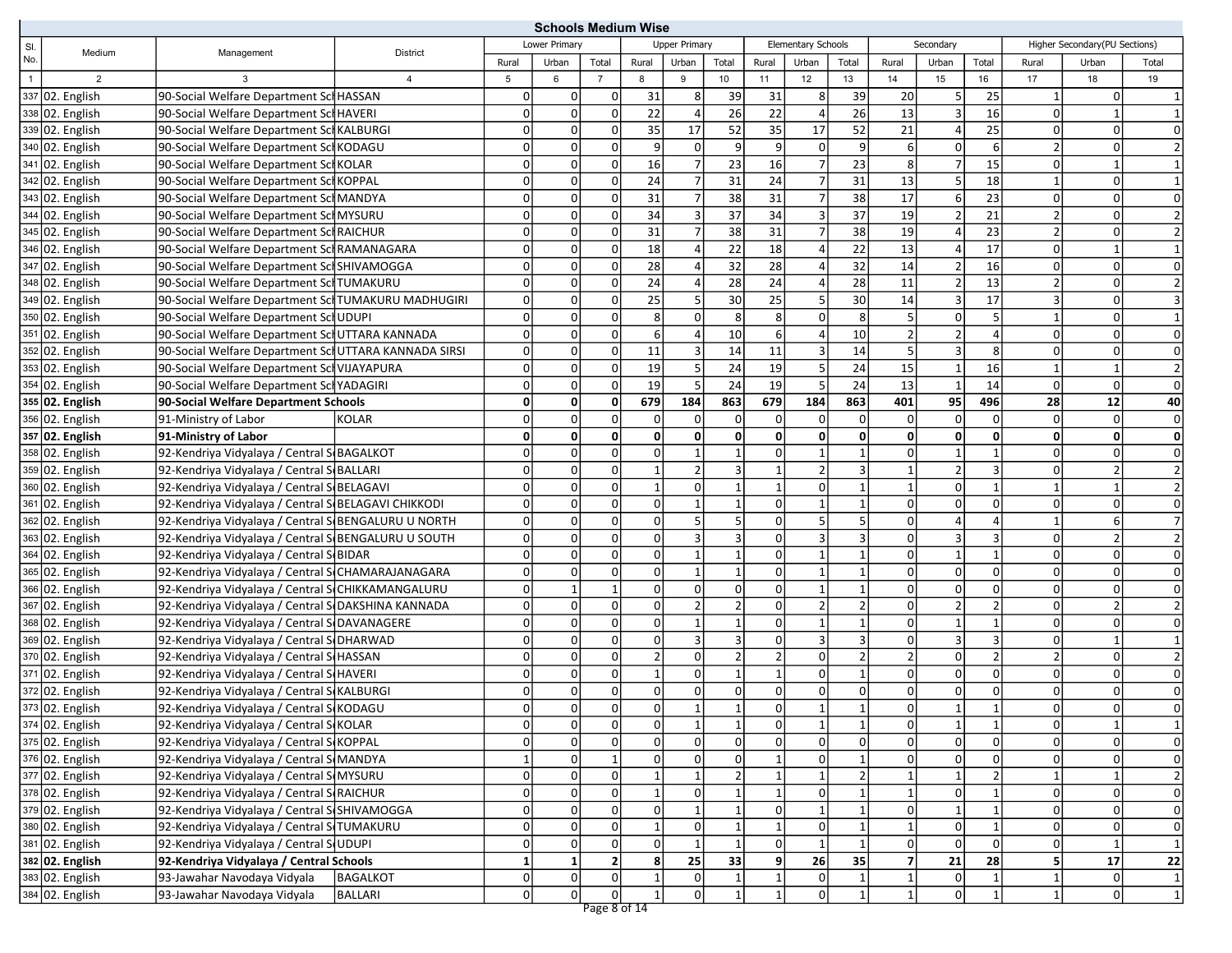## Schools Medium Wise

| Sl. No. | Medium | Management | District | Lower Primary | | | Upper Primary | | | Elementary Schools | | | Secondary | | | Higher Secondary(PU Sections) | | |
|---|---|---|---|---|---|---|---|---|---|---|---|---|---|---|---|---|---|---|
| | | | | Rural | Urban | Total | Rural | Urban | Total | Rural | Urban | Total | Rural | Urban | Total | Rural | Urban | Total |
| 1 | 2 | 3 | 4 | 5 | 6 | 7 | 8 | 9 | 10 | 11 | 12 | 13 | 14 | 15 | 16 | 17 | 18 | 19 |
| 337 | 02. English | 90-Social Welfare Department Scl | HASSAN | 0 | 0 | 0 | 31 | 8 | 39 | 31 | 8 | 39 | 20 | 5 | 25 | 1 | 0 | 1 |
| 338 | 02. English | 90-Social Welfare Department Scl | HAVERI | 0 | 0 | 0 | 22 | 4 | 26 | 22 | 4 | 26 | 13 | 3 | 16 | 0 | 1 | 1 |
| 339 | 02. English | 90-Social Welfare Department Scl | KALBURGI | 0 | 0 | 0 | 35 | 17 | 52 | 35 | 17 | 52 | 21 | 4 | 25 | 0 | 0 | 0 |
| 340 | 02. English | 90-Social Welfare Department Scl | KODAGU | 0 | 0 | 0 | 9 | 0 | 9 | 9 | 0 | 9 | 6 | 0 | 6 | 2 | 0 | 2 |
| 341 | 02. English | 90-Social Welfare Department Scl | KOLAR | 0 | 0 | 0 | 16 | 7 | 23 | 16 | 7 | 23 | 8 | 7 | 15 | 0 | 1 | 1 |
| 342 | 02. English | 90-Social Welfare Department Scl | KOPPAL | 0 | 0 | 0 | 24 | 7 | 31 | 24 | 7 | 31 | 13 | 5 | 18 | 1 | 0 | 1 |
| 343 | 02. English | 90-Social Welfare Department Scl | MANDYA | 0 | 0 | 0 | 31 | 7 | 38 | 31 | 7 | 38 | 17 | 6 | 23 | 0 | 0 | 0 |
| 344 | 02. English | 90-Social Welfare Department Scl | MYSURU | 0 | 0 | 0 | 34 | 3 | 37 | 34 | 3 | 37 | 19 | 2 | 21 | 2 | 0 | 2 |
| 345 | 02. English | 90-Social Welfare Department Scl | RAICHUR | 0 | 0 | 0 | 31 | 7 | 38 | 31 | 7 | 38 | 19 | 4 | 23 | 2 | 0 | 2 |
| 346 | 02. English | 90-Social Welfare Department Scl | RAMANAGARA | 0 | 0 | 0 | 18 | 4 | 22 | 18 | 4 | 22 | 13 | 4 | 17 | 0 | 1 | 1 |
| 347 | 02. English | 90-Social Welfare Department Scl | SHIVAMOGGA | 0 | 0 | 0 | 28 | 4 | 32 | 28 | 4 | 32 | 14 | 2 | 16 | 0 | 0 | 0 |
| 348 | 02. English | 90-Social Welfare Department Scl | TUMAKURU | 0 | 0 | 0 | 24 | 4 | 28 | 24 | 4 | 28 | 11 | 2 | 13 | 2 | 0 | 2 |
| 349 | 02. English | 90-Social Welfare Department Scl | TUMAKURU MADHUGIRI | 0 | 0 | 0 | 25 | 5 | 30 | 25 | 5 | 30 | 14 | 3 | 17 | 3 | 0 | 3 |
| 350 | 02. English | 90-Social Welfare Department Scl | UDUPI | 0 | 0 | 0 | 8 | 0 | 8 | 8 | 0 | 8 | 5 | 0 | 5 | 1 | 0 | 1 |
| 351 | 02. English | 90-Social Welfare Department Scl | UTTARA KANNADA | 0 | 0 | 0 | 6 | 4 | 10 | 6 | 4 | 10 | 2 | 2 | 4 | 0 | 0 | 0 |
| 352 | 02. English | 90-Social Welfare Department Scl | UTTARA KANNADA SIRSI | 0 | 0 | 0 | 11 | 3 | 14 | 11 | 3 | 14 | 5 | 3 | 8 | 0 | 0 | 0 |
| 353 | 02. English | 90-Social Welfare Department Scl | VIJAYAPURA | 0 | 0 | 0 | 19 | 5 | 24 | 19 | 5 | 24 | 15 | 1 | 16 | 1 | 1 | 2 |
| 354 | 02. English | 90-Social Welfare Department Scl | YADAGIRI | 0 | 0 | 0 | 19 | 5 | 24 | 19 | 5 | 24 | 13 | 1 | 14 | 0 | 0 | 0 |
| **355** | **02. English** | **90-Social Welfare Department Schools** | | **0** | **0** | **0** | **679** | **184** | **863** | **679** | **184** | **863** | **401** | **95** | **496** | **28** | **12** | **40** |
| 356 | 02. English | 91-Ministry of Labor | KOLAR | 0 | 0 | 0 | 0 | 0 | 0 | 0 | 0 | 0 | 0 | 0 | 0 | 0 | 0 | 0 |
| **357** | **02. English** | **91-Ministry of Labor** | | **0** | **0** | **0** | **0** | **0** | **0** | **0** | **0** | **0** | **0** | **0** | **0** | **0** | **0** | **0** |
| 358 | 02. English | 92-Kendriya Vidyalaya / Central S | BAGALKOT | 0 | 0 | 0 | 0 | 1 | 1 | 0 | 1 | 1 | 0 | 1 | 1 | 0 | 0 | 0 |
| 359 | 02. English | 92-Kendriya Vidyalaya / Central S | BALLARI | 0 | 0 | 0 | 1 | 2 | 3 | 1 | 2 | 3 | 1 | 2 | 3 | 0 | 2 | 2 |
| 360 | 02. English | 92-Kendriya Vidyalaya / Central S | BELAGAVI | 0 | 0 | 0 | 1 | 0 | 1 | 1 | 0 | 1 | 1 | 0 | 1 | 1 | 1 | 2 |
| 361 | 02. English | 92-Kendriya Vidyalaya / Central S | BELAGAVI CHIKKODI | 0 | 0 | 0 | 0 | 1 | 1 | 0 | 1 | 1 | 0 | 0 | 0 | 0 | 0 | 0 |
| 362 | 02. English | 92-Kendriya Vidyalaya / Central S | BENGALURU U NORTH | 0 | 0 | 0 | 0 | 5 | 5 | 0 | 5 | 5 | 0 | 4 | 4 | 1 | 6 | 7 |
| 363 | 02. English | 92-Kendriya Vidyalaya / Central S | BENGALURU U SOUTH | 0 | 0 | 0 | 0 | 3 | 3 | 0 | 3 | 3 | 0 | 3 | 3 | 0 | 2 | 2 |
| 364 | 02. English | 92-Kendriya Vidyalaya / Central S | BIDAR | 0 | 0 | 0 | 0 | 1 | 1 | 0 | 1 | 1 | 0 | 1 | 1 | 0 | 0 | 0 |
| 365 | 02. English | 92-Kendriya Vidyalaya / Central S | CHAMARAJANAGARA | 0 | 0 | 0 | 0 | 1 | 1 | 0 | 1 | 1 | 0 | 0 | 0 | 0 | 0 | 0 |
| 366 | 02. English | 92-Kendriya Vidyalaya / Central S | CHIKKAMANGALURU | 0 | 1 | 1 | 0 | 0 | 0 | 0 | 1 | 1 | 0 | 0 | 0 | 0 | 0 | 0 |
| 367 | 02. English | 92-Kendriya Vidyalaya / Central S | DAKSHINA KANNADA | 0 | 0 | 0 | 0 | 2 | 2 | 0 | 2 | 2 | 0 | 2 | 2 | 0 | 2 | 2 |
| 368 | 02. English | 92-Kendriya Vidyalaya / Central S | DAVANAGERE | 0 | 0 | 0 | 0 | 1 | 1 | 0 | 1 | 1 | 0 | 1 | 1 | 0 | 0 | 0 |
| 369 | 02. English | 92-Kendriya Vidyalaya / Central S | DHARWAD | 0 | 0 | 0 | 0 | 3 | 3 | 0 | 3 | 3 | 0 | 3 | 3 | 0 | 1 | 1 |
| 370 | 02. English | 92-Kendriya Vidyalaya / Central S | HASSAN | 0 | 0 | 0 | 2 | 0 | 2 | 2 | 0 | 2 | 2 | 0 | 2 | 2 | 0 | 2 |
| 371 | 02. English | 92-Kendriya Vidyalaya / Central S | HAVERI | 0 | 0 | 0 | 1 | 0 | 1 | 1 | 0 | 1 | 0 | 0 | 0 | 0 | 0 | 0 |
| 372 | 02. English | 92-Kendriya Vidyalaya / Central S | KALBURGI | 0 | 0 | 0 | 0 | 0 | 0 | 0 | 0 | 0 | 0 | 0 | 0 | 0 | 0 | 0 |
| 373 | 02. English | 92-Kendriya Vidyalaya / Central S | KODAGU | 0 | 0 | 0 | 0 | 1 | 1 | 0 | 1 | 1 | 0 | 1 | 1 | 0 | 0 | 0 |
| 374 | 02. English | 92-Kendriya Vidyalaya / Central S | KOLAR | 0 | 0 | 0 | 0 | 1 | 1 | 0 | 1 | 1 | 0 | 1 | 1 | 0 | 1 | 1 |
| 375 | 02. English | 92-Kendriya Vidyalaya / Central S | KOPPAL | 0 | 0 | 0 | 0 | 0 | 0 | 0 | 0 | 0 | 0 | 0 | 0 | 0 | 0 | 0 |
| 376 | 02. English | 92-Kendriya Vidyalaya / Central S | MANDYA | 1 | 0 | 1 | 0 | 0 | 0 | 1 | 0 | 1 | 0 | 0 | 0 | 0 | 0 | 0 |
| 377 | 02. English | 92-Kendriya Vidyalaya / Central S | MYSURU | 0 | 0 | 0 | 1 | 1 | 2 | 1 | 1 | 2 | 1 | 1 | 2 | 1 | 1 | 2 |
| 378 | 02. English | 92-Kendriya Vidyalaya / Central S | RAICHUR | 0 | 0 | 0 | 1 | 0 | 1 | 1 | 0 | 1 | 1 | 0 | 1 | 0 | 0 | 0 |
| 379 | 02. English | 92-Kendriya Vidyalaya / Central S | SHIVAMOGGA | 0 | 0 | 0 | 0 | 1 | 1 | 0 | 1 | 1 | 0 | 1 | 1 | 0 | 0 | 0 |
| 380 | 02. English | 92-Kendriya Vidyalaya / Central S | TUMAKURU | 0 | 0 | 0 | 1 | 0 | 1 | 1 | 0 | 1 | 1 | 0 | 1 | 0 | 0 | 0 |
| 381 | 02. English | 92-Kendriya Vidyalaya / Central S | UDUPI | 0 | 0 | 0 | 0 | 1 | 1 | 0 | 1 | 1 | 0 | 0 | 0 | 0 | 1 | 1 |
| **382** | **02. English** | **92-Kendriya Vidyalaya / Central Schools** | | **1** | **1** | **2** | **8** | **25** | **33** | **9** | **26** | **35** | **7** | **21** | **28** | **5** | **17** | **22** |
| 383 | 02. English | 93-Jawahar Navodaya Vidyala | BAGALKOT | 0 | 0 | 0 | 1 | 0 | 1 | 1 | 0 | 1 | 1 | 0 | 1 | 1 | 0 | 1 |
| 384 | 02. English | 93-Jawahar Navodaya Vidyala | BALLARI | 0 | 0 | 0 | 1 | 0 | 1 | 1 | 0 | 1 | 1 | 0 | 1 | 1 | 0 | 1 |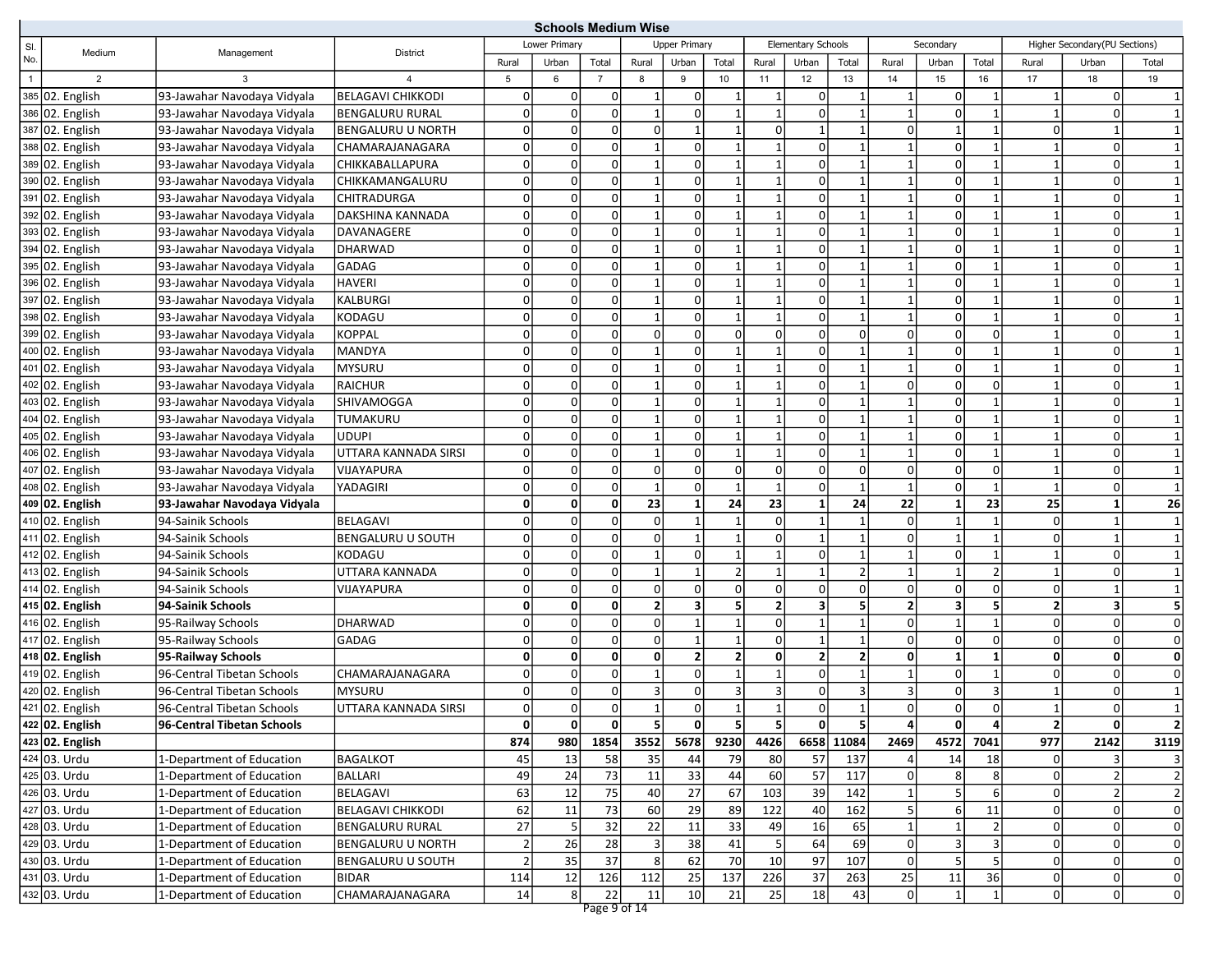## Schools Medium Wise

| Sl. No. | Medium | Management | District | Lower Primary | | | Upper Primary | | | Elementary Schools | | | Secondary | | | Higher Secondary(PU Sections) | | |
|---|---|---|---|---|---|---|---|---|---|---|---|---|---|---|---|---|---|---|
| | | | | Rural | Urban | Total | Rural | Urban | Total | Rural | Urban | Total | Rural | Urban | Total | Rural | Urban | Total |
| 1 | 2 | 3 | 4 | 5 | 6 | 7 | 8 | 9 | 10 | 11 | 12 | 13 | 14 | 15 | 16 | 17 | 18 | 19 |
| 385 | 02. English | 93-Jawahar Navodaya Vidyala | BELAGAVI CHIKKODI | 0 | 0 | 0 | 1 | 0 | 1 | 1 | 0 | 1 | 1 | 0 | 1 | 1 | 0 | 1 |
| 386 | 02. English | 93-Jawahar Navodaya Vidyala | BENGALURU RURAL | 0 | 0 | 0 | 1 | 0 | 1 | 1 | 0 | 1 | 1 | 0 | 1 | 1 | 0 | 1 |
| 387 | 02. English | 93-Jawahar Navodaya Vidyala | BENGALURU U NORTH | 0 | 0 | 0 | 0 | 1 | 1 | 0 | 1 | 1 | 0 | 1 | 1 | 0 | 1 | 1 |
| 388 | 02. English | 93-Jawahar Navodaya Vidyala | CHAMARAJANAGARA | 0 | 0 | 0 | 1 | 0 | 1 | 1 | 0 | 1 | 1 | 0 | 1 | 1 | 0 | 1 |
| 389 | 02. English | 93-Jawahar Navodaya Vidyala | CHIKKABALLAPURA | 0 | 0 | 0 | 1 | 0 | 1 | 1 | 0 | 1 | 1 | 0 | 1 | 1 | 0 | 1 |
| 390 | 02. English | 93-Jawahar Navodaya Vidyala | CHIKKAMANGALURU | 0 | 0 | 0 | 1 | 0 | 1 | 1 | 0 | 1 | 1 | 0 | 1 | 1 | 0 | 1 |
| 391 | 02. English | 93-Jawahar Navodaya Vidyala | CHITRADURGA | 0 | 0 | 0 | 1 | 0 | 1 | 1 | 0 | 1 | 1 | 0 | 1 | 1 | 0 | 1 |
| 392 | 02. English | 93-Jawahar Navodaya Vidyala | DAKSHINA KANNADA | 0 | 0 | 0 | 1 | 0 | 1 | 1 | 0 | 1 | 1 | 0 | 1 | 1 | 0 | 1 |
| 393 | 02. English | 93-Jawahar Navodaya Vidyala | DAVANAGERE | 0 | 0 | 0 | 1 | 0 | 1 | 1 | 0 | 1 | 1 | 0 | 1 | 1 | 0 | 1 |
| 394 | 02. English | 93-Jawahar Navodaya Vidyala | DHARWAD | 0 | 0 | 0 | 1 | 0 | 1 | 1 | 0 | 1 | 1 | 0 | 1 | 1 | 0 | 1 |
| 395 | 02. English | 93-Jawahar Navodaya Vidyala | GADAG | 0 | 0 | 0 | 1 | 0 | 1 | 1 | 0 | 1 | 1 | 0 | 1 | 1 | 0 | 1 |
| 396 | 02. English | 93-Jawahar Navodaya Vidyala | HAVERI | 0 | 0 | 0 | 1 | 0 | 1 | 1 | 0 | 1 | 1 | 0 | 1 | 1 | 0 | 1 |
| 397 | 02. English | 93-Jawahar Navodaya Vidyala | KALBURGI | 0 | 0 | 0 | 1 | 0 | 1 | 1 | 0 | 1 | 1 | 0 | 1 | 1 | 0 | 1 |
| 398 | 02. English | 93-Jawahar Navodaya Vidyala | KODAGU | 0 | 0 | 0 | 1 | 0 | 1 | 1 | 0 | 1 | 1 | 0 | 1 | 1 | 0 | 1 |
| 399 | 02. English | 93-Jawahar Navodaya Vidyala | KOPPAL | 0 | 0 | 0 | 0 | 0 | 0 | 0 | 0 | 0 | 0 | 0 | 0 | 1 | 0 | 1 |
| 400 | 02. English | 93-Jawahar Navodaya Vidyala | MANDYA | 0 | 0 | 0 | 1 | 0 | 1 | 1 | 0 | 1 | 1 | 0 | 1 | 1 | 0 | 1 |
| 401 | 02. English | 93-Jawahar Navodaya Vidyala | MYSURU | 0 | 0 | 0 | 1 | 0 | 1 | 1 | 0 | 1 | 1 | 0 | 1 | 1 | 0 | 1 |
| 402 | 02. English | 93-Jawahar Navodaya Vidyala | RAICHUR | 0 | 0 | 0 | 1 | 0 | 1 | 1 | 0 | 1 | 0 | 0 | 0 | 1 | 0 | 1 |
| 403 | 02. English | 93-Jawahar Navodaya Vidyala | SHIVAMOGGA | 0 | 0 | 0 | 1 | 0 | 1 | 1 | 0 | 1 | 1 | 0 | 1 | 1 | 0 | 1 |
| 404 | 02. English | 93-Jawahar Navodaya Vidyala | TUMAKURU | 0 | 0 | 0 | 1 | 0 | 1 | 1 | 0 | 1 | 1 | 0 | 1 | 1 | 0 | 1 |
| 405 | 02. English | 93-Jawahar Navodaya Vidyala | UDUPI | 0 | 0 | 0 | 1 | 0 | 1 | 1 | 0 | 1 | 1 | 0 | 1 | 1 | 0 | 1 |
| 406 | 02. English | 93-Jawahar Navodaya Vidyala | UTTARA KANNADA SIRSI | 0 | 0 | 0 | 1 | 0 | 1 | 1 | 0 | 1 | 1 | 0 | 1 | 1 | 0 | 1 |
| 407 | 02. English | 93-Jawahar Navodaya Vidyala | VIJAYAPURA | 0 | 0 | 0 | 0 | 0 | 0 | 0 | 0 | 0 | 0 | 0 | 0 | 1 | 0 | 1 |
| 408 | 02. English | 93-Jawahar Navodaya Vidyala | YADAGIRI | 0 | 0 | 0 | 1 | 0 | 1 | 1 | 0 | 1 | 1 | 0 | 1 | 1 | 0 | 1 |
| **409** | **02. English** | **93-Jawahar Navodaya Vidyala** | | **0** | **0** | **0** | **23** | **1** | **24** | **23** | **1** | **24** | **22** | **1** | **23** | **25** | **1** | **26** |
| 410 | 02. English | 94-Sainik Schools | BELAGAVI | 0 | 0 | 0 | 0 | 1 | 1 | 0 | 1 | 1 | 0 | 1 | 1 | 0 | 1 | 1 |
| 411 | 02. English | 94-Sainik Schools | BENGALURU U SOUTH | 0 | 0 | 0 | 0 | 1 | 1 | 0 | 1 | 1 | 0 | 1 | 1 | 0 | 1 | 1 |
| 412 | 02. English | 94-Sainik Schools | KODAGU | 0 | 0 | 0 | 1 | 0 | 1 | 1 | 0 | 1 | 1 | 0 | 1 | 1 | 0 | 1 |
| 413 | 02. English | 94-Sainik Schools | UTTARA KANNADA | 0 | 0 | 0 | 1 | 1 | 2 | 1 | 1 | 2 | 1 | 1 | 2 | 1 | 0 | 1 |
| 414 | 02. English | 94-Sainik Schools | VIJAYAPURA | 0 | 0 | 0 | 0 | 0 | 0 | 0 | 0 | 0 | 0 | 0 | 0 | 0 | 1 | 1 |
| **415** | **02. English** | **94-Sainik Schools** | | **0** | **0** | **0** | **2** | **3** | **5** | **2** | **3** | **5** | **2** | **3** | **5** | **2** | **3** | **5** |
| 416 | 02. English | 95-Railway Schools | DHARWAD | 0 | 0 | 0 | 0 | 1 | 1 | 0 | 1 | 1 | 0 | 1 | 1 | 0 | 0 | 0 |
| 417 | 02. English | 95-Railway Schools | GADAG | 0 | 0 | 0 | 0 | 1 | 1 | 0 | 1 | 1 | 0 | 0 | 0 | 0 | 0 | 0 |
| **418** | **02. English** | **95-Railway Schools** | | **0** | **0** | **0** | **0** | **2** | **2** | **0** | **2** | **2** | **0** | **1** | **1** | **0** | **0** | **0** |
| 419 | 02. English | 96-Central Tibetan Schools | CHAMARAJANAGARA | 0 | 0 | 0 | 1 | 0 | 1 | 1 | 0 | 1 | 1 | 0 | 1 | 0 | 0 | 0 |
| 420 | 02. English | 96-Central Tibetan Schools | MYSURU | 0 | 0 | 0 | 3 | 0 | 3 | 3 | 0 | 3 | 3 | 0 | 3 | 1 | 0 | 1 |
| 421 | 02. English | 96-Central Tibetan Schools | UTTARA KANNADA SIRSI | 0 | 0 | 0 | 1 | 0 | 1 | 1 | 0 | 1 | 0 | 0 | 0 | 1 | 0 | 1 |
| **422** | **02. English** | **96-Central Tibetan Schools** | | **0** | **0** | **0** | **5** | **0** | **5** | **5** | **0** | **5** | **4** | **0** | **4** | **2** | **0** | **2** |
| **423** | **02. English** | | | **874** | **980** | **1854** | **3552** | **5678** | **9230** | **4426** | **6658** | **11084** | **2469** | **4572** | **7041** | **977** | **2142** | **3119** |
| 424 | 03. Urdu | 1-Department of Education | BAGALKOT | 45 | 13 | 58 | 35 | 44 | 79 | 80 | 57 | 137 | 4 | 14 | 18 | 0 | 3 | 3 |
| 425 | 03. Urdu | 1-Department of Education | BALLARI | 49 | 24 | 73 | 11 | 33 | 44 | 60 | 57 | 117 | 0 | 8 | 8 | 0 | 2 | 2 |
| 426 | 03. Urdu | 1-Department of Education | BELAGAVI | 63 | 12 | 75 | 40 | 27 | 67 | 103 | 39 | 142 | 1 | 5 | 6 | 0 | 2 | 2 |
| 427 | 03. Urdu | 1-Department of Education | BELAGAVI CHIKKODI | 62 | 11 | 73 | 60 | 29 | 89 | 122 | 40 | 162 | 5 | 6 | 11 | 0 | 0 | 0 |
| 428 | 03. Urdu | 1-Department of Education | BENGALURU RURAL | 27 | 5 | 32 | 22 | 11 | 33 | 49 | 16 | 65 | 1 | 1 | 2 | 0 | 0 | 0 |
| 429 | 03. Urdu | 1-Department of Education | BENGALURU U NORTH | 2 | 26 | 28 | 3 | 38 | 41 | 5 | 64 | 69 | 0 | 3 | 3 | 0 | 0 | 0 |
| 430 | 03. Urdu | 1-Department of Education | BENGALURU U SOUTH | 2 | 35 | 37 | 8 | 62 | 70 | 10 | 97 | 107 | 0 | 5 | 5 | 0 | 0 | 0 |
| 431 | 03. Urdu | 1-Department of Education | BIDAR | 114 | 12 | 126 | 112 | 25 | 137 | 226 | 37 | 263 | 25 | 11 | 36 | 0 | 0 | 0 |
| 432 | 03. Urdu | 1-Department of Education | CHAMARAJANAGARA | 14 | 8 | 22 | 11 | 10 | 21 | 25 | 18 | 43 | 0 | 1 | 1 | 0 | 0 | 0 |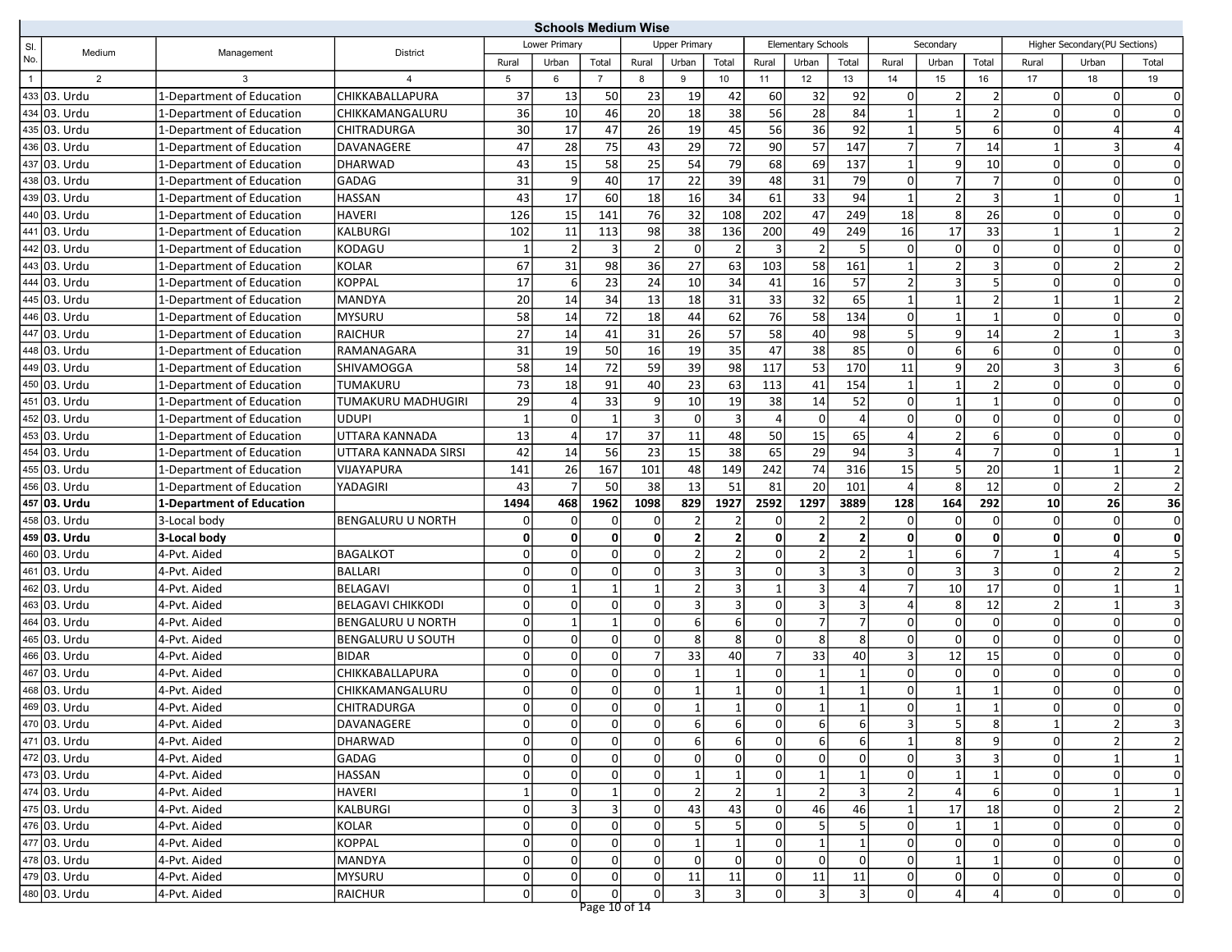## Schools Medium Wise

| Sl. No. | Medium | Management | District | Lower Primary | | | Upper Primary | | | Elementary Schools | | | Secondary | | | Higher Secondary(PU Sections) | | |
|---|---|---|---|---|---|---|---|---|---|---|---|---|---|---|---|---|---|---|
| | | | | Rural | Urban | Total | Rural | Urban | Total | Rural | Urban | Total | Rural | Urban | Total | Rural | Urban | Total |
| 1 | 2 | 3 | 4 | 5 | 6 | 7 | 8 | 9 | 10 | 11 | 12 | 13 | 14 | 15 | 16 | 17 | 18 | 19 |
| 433 | 03. Urdu | 1-Department of Education | CHIKKABALLAPURA | 37 | 13 | 50 | 23 | 19 | 42 | 60 | 32 | 92 | 0 | 2 | 2 | 0 | 0 | 0 |
| 434 | 03. Urdu | 1-Department of Education | CHIKKAMANGALURU | 36 | 10 | 46 | 20 | 18 | 38 | 56 | 28 | 84 | 1 | 1 | 2 | 0 | 0 | 0 |
| 435 | 03. Urdu | 1-Department of Education | CHITRADURGA | 30 | 17 | 47 | 26 | 19 | 45 | 56 | 36 | 92 | 1 | 5 | 6 | 0 | 4 | 4 |
| 436 | 03. Urdu | 1-Department of Education | DAVANAGERE | 47 | 28 | 75 | 43 | 29 | 72 | 90 | 57 | 147 | 7 | 7 | 14 | 1 | 3 | 4 |
| 437 | 03. Urdu | 1-Department of Education | DHARWAD | 43 | 15 | 58 | 25 | 54 | 79 | 68 | 69 | 137 | 1 | 9 | 10 | 0 | 0 | 0 |
| 438 | 03. Urdu | 1-Department of Education | GADAG | 31 | 9 | 40 | 17 | 22 | 39 | 48 | 31 | 79 | 0 | 7 | 7 | 0 | 0 | 0 |
| 439 | 03. Urdu | 1-Department of Education | HASSAN | 43 | 17 | 60 | 18 | 16 | 34 | 61 | 33 | 94 | 1 | 2 | 3 | 1 | 0 | 1 |
| 440 | 03. Urdu | 1-Department of Education | HAVERI | 126 | 15 | 141 | 76 | 32 | 108 | 202 | 47 | 249 | 18 | 8 | 26 | 0 | 0 | 0 |
| 441 | 03. Urdu | 1-Department of Education | KALBURGI | 102 | 11 | 113 | 98 | 38 | 136 | 200 | 49 | 249 | 16 | 17 | 33 | 1 | 1 | 2 |
| 442 | 03. Urdu | 1-Department of Education | KODAGU | 1 | 2 | 3 | 2 | 0 | 2 | 3 | 2 | 5 | 0 | 0 | 0 | 0 | 0 | 0 |
| 443 | 03. Urdu | 1-Department of Education | KOLAR | 67 | 31 | 98 | 36 | 27 | 63 | 103 | 58 | 161 | 1 | 2 | 3 | 0 | 2 | 2 |
| 444 | 03. Urdu | 1-Department of Education | KOPPAL | 17 | 6 | 23 | 24 | 10 | 34 | 41 | 16 | 57 | 2 | 3 | 5 | 0 | 0 | 0 |
| 445 | 03. Urdu | 1-Department of Education | MANDYA | 20 | 14 | 34 | 13 | 18 | 31 | 33 | 32 | 65 | 1 | 1 | 2 | 1 | 1 | 2 |
| 446 | 03. Urdu | 1-Department of Education | MYSURU | 58 | 14 | 72 | 18 | 44 | 62 | 76 | 58 | 134 | 0 | 1 | 1 | 0 | 0 | 0 |
| 447 | 03. Urdu | 1-Department of Education | RAICHUR | 27 | 14 | 41 | 31 | 26 | 57 | 58 | 40 | 98 | 5 | 9 | 14 | 2 | 1 | 3 |
| 448 | 03. Urdu | 1-Department of Education | RAMANAGARA | 31 | 19 | 50 | 16 | 19 | 35 | 47 | 38 | 85 | 0 | 6 | 6 | 0 | 0 | 0 |
| 449 | 03. Urdu | 1-Department of Education | SHIVAMOGGA | 58 | 14 | 72 | 59 | 39 | 98 | 117 | 53 | 170 | 11 | 9 | 20 | 3 | 3 | 6 |
| 450 | 03. Urdu | 1-Department of Education | TUMAKURU | 73 | 18 | 91 | 40 | 23 | 63 | 113 | 41 | 154 | 1 | 1 | 2 | 0 | 0 | 0 |
| 451 | 03. Urdu | 1-Department of Education | TUMAKURU MADHUGIRI | 29 | 4 | 33 | 9 | 10 | 19 | 38 | 14 | 52 | 0 | 1 | 1 | 0 | 0 | 0 |
| 452 | 03. Urdu | 1-Department of Education | UDUPI | 1 | 0 | 1 | 3 | 0 | 3 | 4 | 0 | 4 | 0 | 0 | 0 | 0 | 0 | 0 |
| 453 | 03. Urdu | 1-Department of Education | UTTARA KANNADA | 13 | 4 | 17 | 37 | 11 | 48 | 50 | 15 | 65 | 4 | 2 | 6 | 0 | 0 | 0 |
| 454 | 03. Urdu | 1-Department of Education | UTTARA KANNADA SIRSI | 42 | 14 | 56 | 23 | 15 | 38 | 65 | 29 | 94 | 3 | 4 | 7 | 0 | 1 | 1 |
| 455 | 03. Urdu | 1-Department of Education | VIJAYAPURA | 141 | 26 | 167 | 101 | 48 | 149 | 242 | 74 | 316 | 15 | 5 | 20 | 1 | 1 | 2 |
| 456 | 03. Urdu | 1-Department of Education | YADAGIRI | 43 | 7 | 50 | 38 | 13 | 51 | 81 | 20 | 101 | 4 | 8 | 12 | 0 | 2 | 2 |
| **457** | **03. Urdu** | **1-Department of Education** | | **1494** | **468** | **1962** | **1098** | **829** | **1927** | **2592** | **1297** | **3889** | **128** | **164** | **292** | **10** | **26** | **36** |
| 458 | 03. Urdu | 3-Local body | BENGALURU U NORTH | 0 | 0 | 0 | 0 | 2 | 2 | 0 | 2 | 2 | 0 | 0 | 0 | 0 | 0 | 0 |
| **459** | **03. Urdu** | **3-Local body** | | **0** | **0** | **0** | **0** | **2** | **2** | **0** | **2** | **2** | **0** | **0** | **0** | **0** | **0** | **0** |
| 460 | 03. Urdu | 4-Pvt. Aided | BAGALKOT | 0 | 0 | 0 | 0 | 2 | 2 | 0 | 2 | 2 | 1 | 6 | 7 | 1 | 4 | 5 |
| 461 | 03. Urdu | 4-Pvt. Aided | BALLARI | 0 | 0 | 0 | 0 | 3 | 3 | 0 | 3 | 3 | 0 | 3 | 3 | 0 | 2 | 2 |
| 462 | 03. Urdu | 4-Pvt. Aided | BELAGAVI | 0 | 1 | 1 | 1 | 2 | 3 | 1 | 3 | 4 | 7 | 10 | 17 | 0 | 1 | 1 |
| 463 | 03. Urdu | 4-Pvt. Aided | BELAGAVI CHIKKODI | 0 | 0 | 0 | 0 | 3 | 3 | 0 | 3 | 3 | 4 | 8 | 12 | 2 | 1 | 3 |
| 464 | 03. Urdu | 4-Pvt. Aided | BENGALURU U NORTH | 0 | 1 | 1 | 0 | 6 | 6 | 0 | 7 | 7 | 0 | 0 | 0 | 0 | 0 | 0 |
| 465 | 03. Urdu | 4-Pvt. Aided | BENGALURU U SOUTH | 0 | 0 | 0 | 0 | 8 | 8 | 0 | 8 | 8 | 0 | 0 | 0 | 0 | 0 | 0 |
| 466 | 03. Urdu | 4-Pvt. Aided | BIDAR | 0 | 0 | 0 | 7 | 33 | 40 | 7 | 33 | 40 | 3 | 12 | 15 | 0 | 0 | 0 |
| 467 | 03. Urdu | 4-Pvt. Aided | CHIKKABALLAPURA | 0 | 0 | 0 | 0 | 1 | 1 | 0 | 1 | 1 | 0 | 0 | 0 | 0 | 0 | 0 |
| 468 | 03. Urdu | 4-Pvt. Aided | CHIKKAMANGALURU | 0 | 0 | 0 | 0 | 1 | 1 | 0 | 1 | 1 | 0 | 1 | 1 | 0 | 0 | 0 |
| 469 | 03. Urdu | 4-Pvt. Aided | CHITRADURGA | 0 | 0 | 0 | 0 | 1 | 1 | 0 | 1 | 1 | 0 | 1 | 1 | 0 | 0 | 0 |
| 470 | 03. Urdu | 4-Pvt. Aided | DAVANAGERE | 0 | 0 | 0 | 0 | 6 | 6 | 0 | 6 | 6 | 3 | 5 | 8 | 1 | 2 | 3 |
| 471 | 03. Urdu | 4-Pvt. Aided | DHARWAD | 0 | 0 | 0 | 0 | 6 | 6 | 0 | 6 | 6 | 1 | 8 | 9 | 0 | 2 | 2 |
| 472 | 03. Urdu | 4-Pvt. Aided | GADAG | 0 | 0 | 0 | 0 | 0 | 0 | 0 | 0 | 0 | 0 | 3 | 3 | 0 | 1 | 1 |
| 473 | 03. Urdu | 4-Pvt. Aided | HASSAN | 0 | 0 | 0 | 0 | 1 | 1 | 0 | 1 | 1 | 0 | 1 | 1 | 0 | 0 | 0 |
| 474 | 03. Urdu | 4-Pvt. Aided | HAVERI | 1 | 0 | 1 | 0 | 2 | 2 | 1 | 2 | 3 | 2 | 4 | 6 | 0 | 1 | 1 |
| 475 | 03. Urdu | 4-Pvt. Aided | KALBURGI | 0 | 3 | 3 | 0 | 43 | 43 | 0 | 46 | 46 | 1 | 17 | 18 | 0 | 2 | 2 |
| 476 | 03. Urdu | 4-Pvt. Aided | KOLAR | 0 | 0 | 0 | 0 | 5 | 5 | 0 | 5 | 5 | 0 | 1 | 1 | 0 | 0 | 0 |
| 477 | 03. Urdu | 4-Pvt. Aided | KOPPAL | 0 | 0 | 0 | 0 | 1 | 1 | 0 | 1 | 1 | 0 | 0 | 0 | 0 | 0 | 0 |
| 478 | 03. Urdu | 4-Pvt. Aided | MANDYA | 0 | 0 | 0 | 0 | 0 | 0 | 0 | 0 | 0 | 0 | 1 | 1 | 0 | 0 | 0 |
| 479 | 03. Urdu | 4-Pvt. Aided | MYSURU | 0 | 0 | 0 | 0 | 11 | 11 | 0 | 11 | 11 | 0 | 0 | 0 | 0 | 0 | 0 |
| 480 | 03. Urdu | 4-Pvt. Aided | RAICHUR | 0 | 0 | 0 | 0 | 3 | 3 | 0 | 3 | 3 | 0 | 4 | 4 | 0 | 0 | 0 |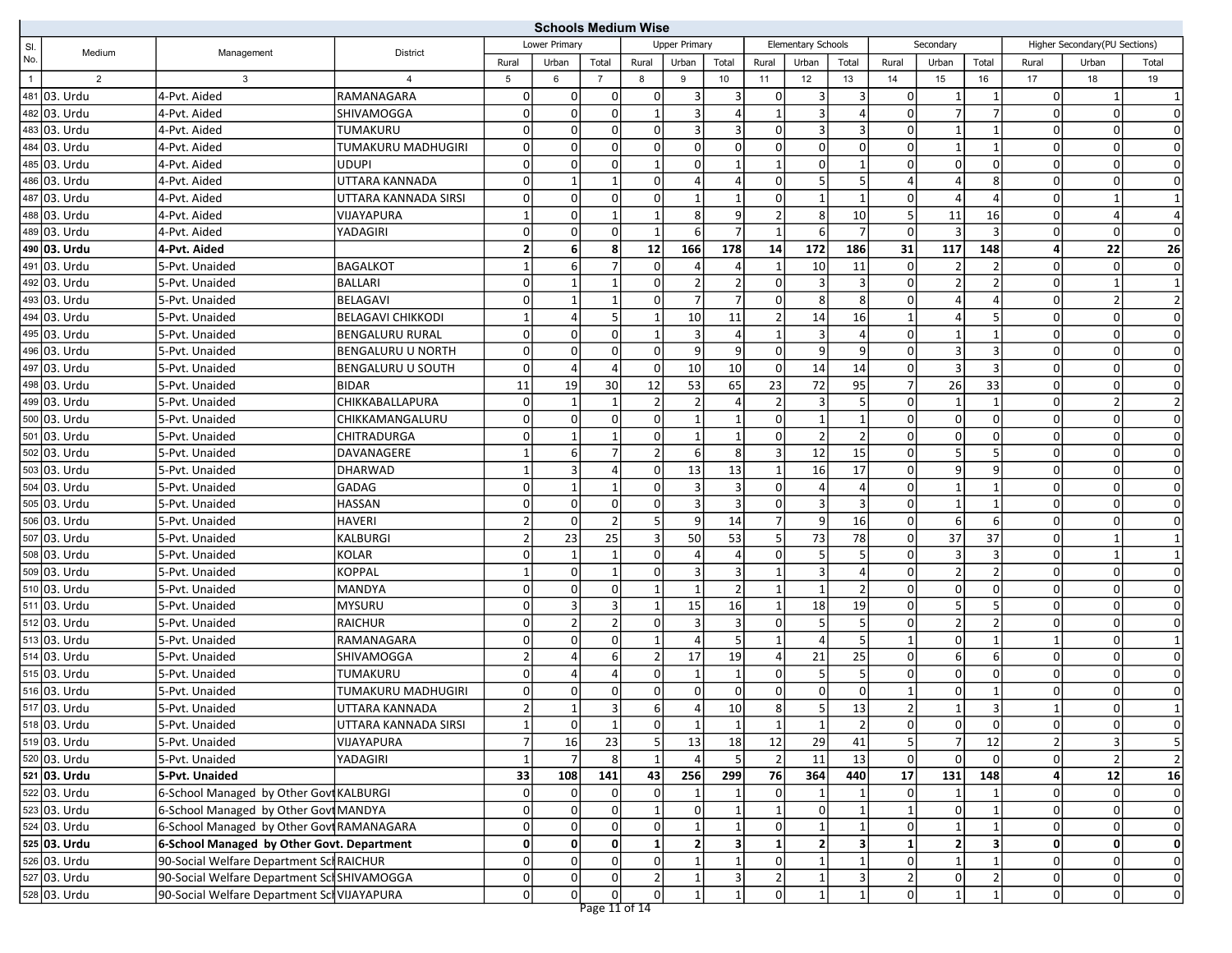## Schools Medium Wise

| Sl. No. | Medium | Management | District | Lower Primary | | | Upper Primary | | | Elementary Schools | | | Secondary | | | Higher Secondary(PU Sections) | | |
|---|---|---|---|---|---|---|---|---|---|---|---|---|---|---|---|---|---|---|
| | | | | Rural | Urban | Total | Rural | Urban | Total | Rural | Urban | Total | Rural | Urban | Total | Rural | Urban | Total |
| 1 | 2 | 3 | 4 | 5 | 6 | 7 | 8 | 9 | 10 | 11 | 12 | 13 | 14 | 15 | 16 | 17 | 18 | 19 |
| 481 | 03. Urdu | 4-Pvt. Aided | RAMANAGARA | 0 | 0 | 0 | 0 | 3 | 3 | 0 | 3 | 3 | 0 | 1 | 1 | 0 | 1 | 1 |
| 482 | 03. Urdu | 4-Pvt. Aided | SHIVAMOGGA | 0 | 0 | 0 | 1 | 3 | 4 | 1 | 3 | 4 | 0 | 7 | 7 | 0 | 0 | 0 |
| 483 | 03. Urdu | 4-Pvt. Aided | TUMAKURU | 0 | 0 | 0 | 0 | 3 | 3 | 0 | 3 | 3 | 0 | 1 | 1 | 0 | 0 | 0 |
| 484 | 03. Urdu | 4-Pvt. Aided | TUMAKURU MADHUGIRI | 0 | 0 | 0 | 0 | 0 | 0 | 0 | 0 | 0 | 0 | 1 | 1 | 0 | 0 | 0 |
| 485 | 03. Urdu | 4-Pvt. Aided | UDUPI | 0 | 0 | 0 | 1 | 0 | 1 | 1 | 0 | 1 | 0 | 0 | 0 | 0 | 0 | 0 |
| 486 | 03. Urdu | 4-Pvt. Aided | UTTARA KANNADA | 0 | 1 | 1 | 0 | 4 | 4 | 0 | 5 | 5 | 4 | 4 | 8 | 0 | 0 | 0 |
| 487 | 03. Urdu | 4-Pvt. Aided | UTTARA KANNADA SIRSI | 0 | 0 | 0 | 0 | 1 | 1 | 0 | 1 | 1 | 0 | 4 | 4 | 0 | 1 | 1 |
| 488 | 03. Urdu | 4-Pvt. Aided | VIJAYAPURA | 1 | 0 | 1 | 1 | 8 | 9 | 2 | 8 | 10 | 5 | 11 | 16 | 0 | 4 | 4 |
| 489 | 03. Urdu | 4-Pvt. Aided | YADAGIRI | 0 | 0 | 0 | 1 | 6 | 7 | 1 | 6 | 7 | 0 | 3 | 3 | 0 | 0 | 0 |
| **490** | **03. Urdu** | **4-Pvt. Aided** | | **2** | **6** | **8** | **12** | **166** | **178** | **14** | **172** | **186** | **31** | **117** | **148** | **4** | **22** | **26** |
| 491 | 03. Urdu | 5-Pvt. Unaided | BAGALKOT | 1 | 6 | 7 | 0 | 4 | 4 | 1 | 10 | 11 | 0 | 2 | 2 | 0 | 0 | 0 |
| 492 | 03. Urdu | 5-Pvt. Unaided | BALLARI | 0 | 1 | 1 | 0 | 2 | 2 | 0 | 3 | 3 | 0 | 2 | 2 | 0 | 1 | 1 |
| 493 | 03. Urdu | 5-Pvt. Unaided | BELAGAVI | 0 | 1 | 1 | 0 | 7 | 7 | 0 | 8 | 8 | 0 | 4 | 4 | 0 | 2 | 2 |
| 494 | 03. Urdu | 5-Pvt. Unaided | BELAGAVI CHIKKODI | 1 | 4 | 5 | 1 | 10 | 11 | 2 | 14 | 16 | 1 | 4 | 5 | 0 | 0 | 0 |
| 495 | 03. Urdu | 5-Pvt. Unaided | BENGALURU RURAL | 0 | 0 | 0 | 1 | 3 | 4 | 1 | 3 | 4 | 0 | 1 | 1 | 0 | 0 | 0 |
| 496 | 03. Urdu | 5-Pvt. Unaided | BENGALURU U NORTH | 0 | 0 | 0 | 0 | 9 | 9 | 0 | 9 | 9 | 0 | 3 | 3 | 0 | 0 | 0 |
| 497 | 03. Urdu | 5-Pvt. Unaided | BENGALURU U SOUTH | 0 | 4 | 4 | 0 | 10 | 10 | 0 | 14 | 14 | 0 | 3 | 3 | 0 | 0 | 0 |
| 498 | 03. Urdu | 5-Pvt. Unaided | BIDAR | 11 | 19 | 30 | 12 | 53 | 65 | 23 | 72 | 95 | 7 | 26 | 33 | 0 | 0 | 0 |
| 499 | 03. Urdu | 5-Pvt. Unaided | CHIKKABALLAPURA | 0 | 1 | 1 | 2 | 2 | 4 | 2 | 3 | 5 | 0 | 1 | 1 | 0 | 2 | 2 |
| 500 | 03. Urdu | 5-Pvt. Unaided | CHIKKAMANGALURU | 0 | 0 | 0 | 0 | 1 | 1 | 0 | 1 | 1 | 0 | 0 | 0 | 0 | 0 | 0 |
| 501 | 03. Urdu | 5-Pvt. Unaided | CHITRADURGA | 0 | 1 | 1 | 0 | 1 | 1 | 0 | 2 | 2 | 0 | 0 | 0 | 0 | 0 | 0 |
| 502 | 03. Urdu | 5-Pvt. Unaided | DAVANAGERE | 1 | 6 | 7 | 2 | 6 | 8 | 3 | 12 | 15 | 0 | 5 | 5 | 0 | 0 | 0 |
| 503 | 03. Urdu | 5-Pvt. Unaided | DHARWAD | 1 | 3 | 4 | 0 | 13 | 13 | 1 | 16 | 17 | 0 | 9 | 9 | 0 | 0 | 0 |
| 504 | 03. Urdu | 5-Pvt. Unaided | GADAG | 0 | 1 | 1 | 0 | 3 | 3 | 0 | 4 | 4 | 0 | 1 | 1 | 0 | 0 | 0 |
| 505 | 03. Urdu | 5-Pvt. Unaided | HASSAN | 0 | 0 | 0 | 0 | 3 | 3 | 0 | 3 | 3 | 0 | 1 | 1 | 0 | 0 | 0 |
| 506 | 03. Urdu | 5-Pvt. Unaided | HAVERI | 2 | 0 | 2 | 5 | 9 | 14 | 7 | 9 | 16 | 0 | 6 | 6 | 0 | 0 | 0 |
| 507 | 03. Urdu | 5-Pvt. Unaided | KALBURGI | 2 | 23 | 25 | 3 | 50 | 53 | 5 | 73 | 78 | 0 | 37 | 37 | 0 | 1 | 1 |
| 508 | 03. Urdu | 5-Pvt. Unaided | KOLAR | 0 | 1 | 1 | 0 | 4 | 4 | 0 | 5 | 5 | 0 | 3 | 3 | 0 | 1 | 1 |
| 509 | 03. Urdu | 5-Pvt. Unaided | KOPPAL | 1 | 0 | 1 | 0 | 3 | 3 | 1 | 3 | 4 | 0 | 2 | 2 | 0 | 0 | 0 |
| 510 | 03. Urdu | 5-Pvt. Unaided | MANDYA | 0 | 0 | 0 | 1 | 1 | 2 | 1 | 1 | 2 | 0 | 0 | 0 | 0 | 0 | 0 |
| 511 | 03. Urdu | 5-Pvt. Unaided | MYSURU | 0 | 3 | 3 | 1 | 15 | 16 | 1 | 18 | 19 | 0 | 5 | 5 | 0 | 0 | 0 |
| 512 | 03. Urdu | 5-Pvt. Unaided | RAICHUR | 0 | 2 | 2 | 0 | 3 | 3 | 0 | 5 | 5 | 0 | 2 | 2 | 0 | 0 | 0 |
| 513 | 03. Urdu | 5-Pvt. Unaided | RAMANAGARA | 0 | 0 | 0 | 1 | 4 | 5 | 1 | 4 | 5 | 1 | 0 | 1 | 1 | 0 | 1 |
| 514 | 03. Urdu | 5-Pvt. Unaided | SHIVAMOGGA | 2 | 4 | 6 | 2 | 17 | 19 | 4 | 21 | 25 | 0 | 6 | 6 | 0 | 0 | 0 |
| 515 | 03. Urdu | 5-Pvt. Unaided | TUMAKURU | 0 | 4 | 4 | 0 | 1 | 1 | 0 | 5 | 5 | 0 | 0 | 0 | 0 | 0 | 0 |
| 516 | 03. Urdu | 5-Pvt. Unaided | TUMAKURU MADHUGIRI | 0 | 0 | 0 | 0 | 0 | 0 | 0 | 0 | 0 | 1 | 0 | 1 | 0 | 0 | 0 |
| 517 | 03. Urdu | 5-Pvt. Unaided | UTTARA KANNADA | 2 | 1 | 3 | 6 | 4 | 10 | 8 | 5 | 13 | 2 | 1 | 3 | 1 | 0 | 1 |
| 518 | 03. Urdu | 5-Pvt. Unaided | UTTARA KANNADA SIRSI | 1 | 0 | 1 | 0 | 1 | 1 | 1 | 1 | 2 | 0 | 0 | 0 | 0 | 0 | 0 |
| 519 | 03. Urdu | 5-Pvt. Unaided | VIJAYAPURA | 7 | 16 | 23 | 5 | 13 | 18 | 12 | 29 | 41 | 5 | 7 | 12 | 2 | 3 | 5 |
| 520 | 03. Urdu | 5-Pvt. Unaided | YADAGIRI | 1 | 7 | 8 | 1 | 4 | 5 | 2 | 11 | 13 | 0 | 0 | 0 | 0 | 2 | 2 |
| **521** | **03. Urdu** | **5-Pvt. Unaided** | | **33** | **108** | **141** | **43** | **256** | **299** | **76** | **364** | **440** | **17** | **131** | **148** | **4** | **12** | **16** |
| 522 | 03. Urdu | 6-School Managed by Other Govt | KALBURGI | 0 | 0 | 0 | 0 | 1 | 1 | 0 | 1 | 1 | 0 | 1 | 1 | 0 | 0 | 0 |
| 523 | 03. Urdu | 6-School Managed by Other Govt | MANDYA | 0 | 0 | 0 | 1 | 0 | 1 | 1 | 0 | 1 | 1 | 0 | 1 | 0 | 0 | 0 |
| 524 | 03. Urdu | 6-School Managed by Other Govt | RAMANAGARA | 0 | 0 | 0 | 0 | 1 | 1 | 0 | 1 | 1 | 0 | 1 | 1 | 0 | 0 | 0 |
| **525** | **03. Urdu** | **6-School Managed by Other Govt. Department** | | **0** | **0** | **0** | **1** | **2** | **3** | **1** | **2** | **3** | **1** | **2** | **3** | **0** | **0** | **0** |
| 526 | 03. Urdu | 90-Social Welfare Department Sch | RAICHUR | 0 | 0 | 0 | 0 | 1 | 1 | 0 | 1 | 1 | 0 | 1 | 1 | 0 | 0 | 0 |
| 527 | 03. Urdu | 90-Social Welfare Department Sch | SHIVAMOGGA | 0 | 0 | 0 | 2 | 1 | 3 | 2 | 1 | 3 | 2 | 0 | 2 | 0 | 0 | 0 |
| 528 | 03. Urdu | 90-Social Welfare Department Sch | VIJAYAPURA | 0 | 0 | 0 | 0 | 1 | 1 | 0 | 1 | 1 | 0 | 1 | 1 | 0 | 0 | 0 |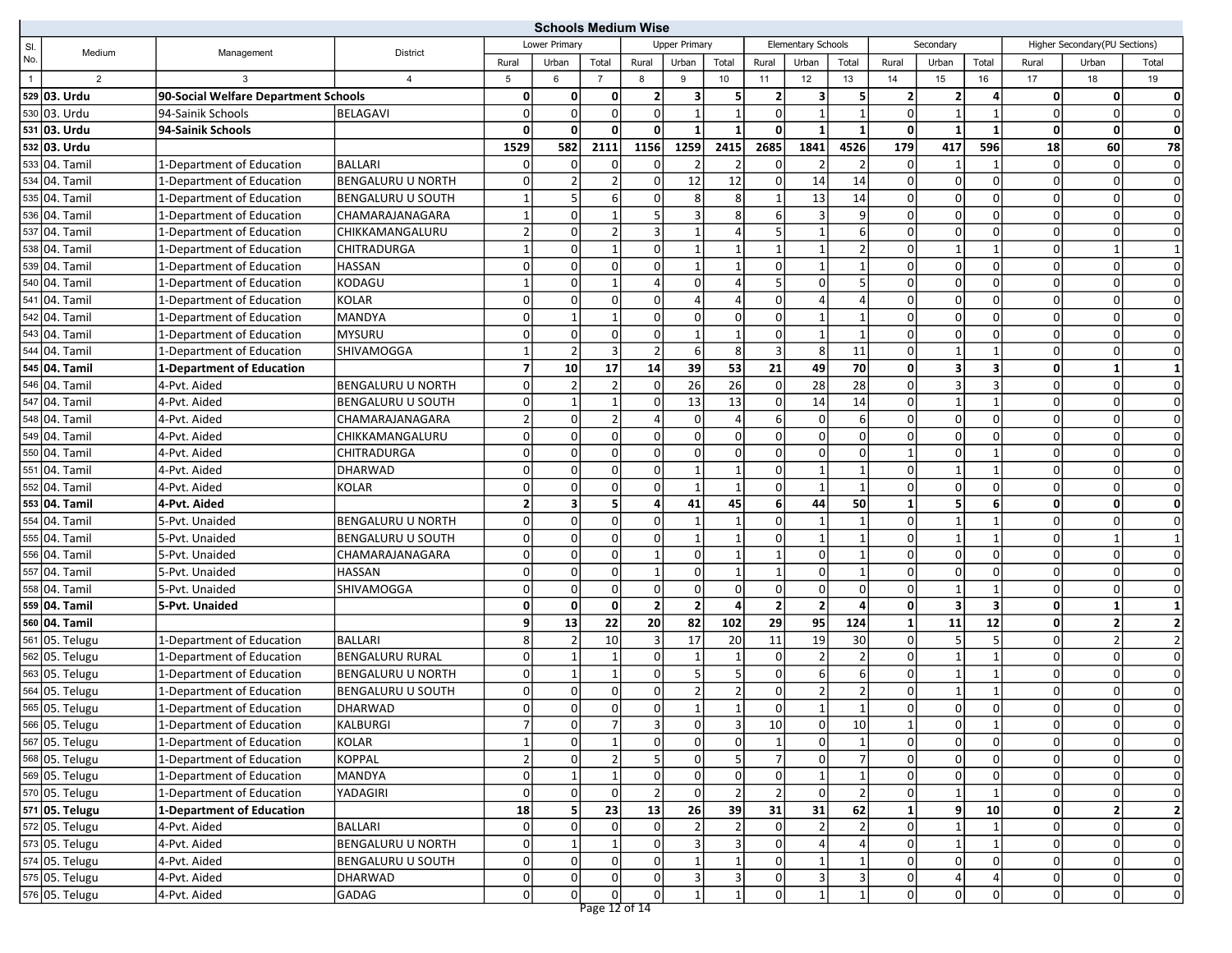## Schools Medium Wise

| Sl. No. | Medium | Management | District | Lower Primary | | | Upper Primary | | | Elementary Schools | | | Secondary | | | Higher Secondary(PU Sections) | | |
|---|---|---|---|---|---|---|---|---|---|---|---|---|---|---|---|---|---|---|
| | | | | Rural | Urban | Total | Rural | Urban | Total | Rural | Urban | Total | Rural | Urban | Total | Rural | Urban | Total |
| 1 | 2 | 3 | 4 | 5 | 6 | 7 | 8 | 9 | 10 | 11 | 12 | 13 | 14 | 15 | 16 | 17 | 18 | 19 |
| **529** | **03. Urdu** | **90-Social Welfare Department Schools** | | **0** | **0** | **0** | **2** | **3** | **5** | **2** | **3** | **5** | **2** | **2** | **4** | **0** | **0** | **0** |
| 530 | 03. Urdu | 94-Sainik Schools | BELAGAVI | 0 | 0 | 0 | 0 | 1 | 1 | 0 | 1 | 1 | 0 | 1 | 1 | 0 | 0 | 0 |
| **531** | **03. Urdu** | **94-Sainik Schools** | | **0** | **0** | **0** | **0** | **1** | **1** | **0** | **1** | **1** | **0** | **1** | **1** | **0** | **0** | **0** |
| **532** | **03. Urdu** | | | **1529** | **582** | **2111** | **1156** | **1259** | **2415** | **2685** | **1841** | **4526** | **179** | **417** | **596** | **18** | **60** | **78** |
| 533 | 04. Tamil | 1-Department of Education | BALLARI | 0 | 0 | 0 | 0 | 2 | 2 | 0 | 2 | 2 | 0 | 1 | 1 | 0 | 0 | 0 |
| 534 | 04. Tamil | 1-Department of Education | BENGALURU U NORTH | 0 | 2 | 2 | 0 | 12 | 12 | 0 | 14 | 14 | 0 | 0 | 0 | 0 | 0 | 0 |
| 535 | 04. Tamil | 1-Department of Education | BENGALURU U SOUTH | 1 | 5 | 6 | 0 | 8 | 8 | 1 | 13 | 14 | 0 | 0 | 0 | 0 | 0 | 0 |
| 536 | 04. Tamil | 1-Department of Education | CHAMARAJANAGARA | 1 | 0 | 1 | 5 | 3 | 8 | 6 | 3 | 9 | 0 | 0 | 0 | 0 | 0 | 0 |
| 537 | 04. Tamil | 1-Department of Education | CHIKKAMANGALURU | 2 | 0 | 2 | 3 | 1 | 4 | 5 | 1 | 6 | 0 | 0 | 0 | 0 | 0 | 0 |
| 538 | 04. Tamil | 1-Department of Education | CHITRADURGA | 1 | 0 | 1 | 0 | 1 | 1 | 1 | 1 | 2 | 0 | 1 | 1 | 0 | 1 | 1 |
| 539 | 04. Tamil | 1-Department of Education | HASSAN | 0 | 0 | 0 | 0 | 1 | 1 | 0 | 1 | 1 | 0 | 0 | 0 | 0 | 0 | 0 |
| 540 | 04. Tamil | 1-Department of Education | KODAGU | 1 | 0 | 1 | 4 | 0 | 4 | 5 | 0 | 5 | 0 | 0 | 0 | 0 | 0 | 0 |
| 541 | 04. Tamil | 1-Department of Education | KOLAR | 0 | 0 | 0 | 0 | 4 | 4 | 0 | 4 | 4 | 0 | 0 | 0 | 0 | 0 | 0 |
| 542 | 04. Tamil | 1-Department of Education | MANDYA | 0 | 1 | 1 | 0 | 0 | 0 | 0 | 1 | 1 | 0 | 0 | 0 | 0 | 0 | 0 |
| 543 | 04. Tamil | 1-Department of Education | MYSURU | 0 | 0 | 0 | 0 | 1 | 1 | 0 | 1 | 1 | 0 | 0 | 0 | 0 | 0 | 0 |
| 544 | 04. Tamil | 1-Department of Education | SHIVAMOGGA | 1 | 2 | 3 | 2 | 6 | 8 | 3 | 8 | 11 | 0 | 1 | 1 | 0 | 0 | 0 |
| **545** | **04. Tamil** | **1-Department of Education** | | **7** | **10** | **17** | **14** | **39** | **53** | **21** | **49** | **70** | **0** | **3** | **3** | **0** | **1** | **1** |
| 546 | 04. Tamil | 4-Pvt. Aided | BENGALURU U NORTH | 0 | 2 | 2 | 0 | 26 | 26 | 0 | 28 | 28 | 0 | 3 | 3 | 0 | 0 | 0 |
| 547 | 04. Tamil | 4-Pvt. Aided | BENGALURU U SOUTH | 0 | 1 | 1 | 0 | 13 | 13 | 0 | 14 | 14 | 0 | 1 | 1 | 0 | 0 | 0 |
| 548 | 04. Tamil | 4-Pvt. Aided | CHAMARAJANAGARA | 2 | 0 | 2 | 4 | 0 | 4 | 6 | 0 | 6 | 0 | 0 | 0 | 0 | 0 | 0 |
| 549 | 04. Tamil | 4-Pvt. Aided | CHIKKAMANGALURU | 0 | 0 | 0 | 0 | 0 | 0 | 0 | 0 | 0 | 0 | 0 | 0 | 0 | 0 | 0 |
| 550 | 04. Tamil | 4-Pvt. Aided | CHITRADURGA | 0 | 0 | 0 | 0 | 0 | 0 | 0 | 0 | 0 | 1 | 0 | 1 | 0 | 0 | 0 |
| 551 | 04. Tamil | 4-Pvt. Aided | DHARWAD | 0 | 0 | 0 | 0 | 1 | 1 | 0 | 1 | 1 | 0 | 1 | 1 | 0 | 0 | 0 |
| 552 | 04. Tamil | 4-Pvt. Aided | KOLAR | 0 | 0 | 0 | 0 | 1 | 1 | 0 | 1 | 1 | 0 | 0 | 0 | 0 | 0 | 0 |
| **553** | **04. Tamil** | **4-Pvt. Aided** | | **2** | **3** | **5** | **4** | **41** | **45** | **6** | **44** | **50** | **1** | **5** | **6** | **0** | **0** | **0** |
| 554 | 04. Tamil | 5-Pvt. Unaided | BENGALURU U NORTH | 0 | 0 | 0 | 0 | 1 | 1 | 0 | 1 | 1 | 0 | 1 | 1 | 0 | 0 | 0 |
| 555 | 04. Tamil | 5-Pvt. Unaided | BENGALURU U SOUTH | 0 | 0 | 0 | 0 | 1 | 1 | 0 | 1 | 1 | 0 | 1 | 1 | 0 | 1 | 1 |
| 556 | 04. Tamil | 5-Pvt. Unaided | CHAMARAJANAGARA | 0 | 0 | 0 | 1 | 0 | 1 | 1 | 0 | 1 | 0 | 0 | 0 | 0 | 0 | 0 |
| 557 | 04. Tamil | 5-Pvt. Unaided | HASSAN | 0 | 0 | 0 | 1 | 0 | 1 | 1 | 0 | 1 | 0 | 0 | 0 | 0 | 0 | 0 |
| 558 | 04. Tamil | 5-Pvt. Unaided | SHIVAMOGGA | 0 | 0 | 0 | 0 | 0 | 0 | 0 | 0 | 0 | 0 | 1 | 1 | 0 | 0 | 0 |
| **559** | **04. Tamil** | **5-Pvt. Unaided** | | **0** | **0** | **0** | **2** | **2** | **4** | **2** | **2** | **4** | **0** | **3** | **3** | **0** | **1** | **1** |
| **560** | **04. Tamil** | | | **9** | **13** | **22** | **20** | **82** | **102** | **29** | **95** | **124** | **1** | **11** | **12** | **0** | **2** | **2** |
| 561 | 05. Telugu | 1-Department of Education | BALLARI | 8 | 2 | 10 | 3 | 17 | 20 | 11 | 19 | 30 | 0 | 5 | 5 | 0 | 2 | 2 |
| 562 | 05. Telugu | 1-Department of Education | BENGALURU RURAL | 0 | 1 | 1 | 0 | 1 | 1 | 0 | 2 | 2 | 0 | 1 | 1 | 0 | 0 | 0 |
| 563 | 05. Telugu | 1-Department of Education | BENGALURU U NORTH | 0 | 1 | 1 | 0 | 5 | 5 | 0 | 6 | 6 | 0 | 1 | 1 | 0 | 0 | 0 |
| 564 | 05. Telugu | 1-Department of Education | BENGALURU U SOUTH | 0 | 0 | 0 | 0 | 2 | 2 | 0 | 2 | 2 | 0 | 1 | 1 | 0 | 0 | 0 |
| 565 | 05. Telugu | 1-Department of Education | DHARWAD | 0 | 0 | 0 | 0 | 1 | 1 | 0 | 1 | 1 | 0 | 0 | 0 | 0 | 0 | 0 |
| 566 | 05. Telugu | 1-Department of Education | KALBURGI | 7 | 0 | 7 | 3 | 0 | 3 | 10 | 0 | 10 | 1 | 0 | 1 | 0 | 0 | 0 |
| 567 | 05. Telugu | 1-Department of Education | KOLAR | 1 | 0 | 1 | 0 | 0 | 0 | 1 | 0 | 1 | 0 | 0 | 0 | 0 | 0 | 0 |
| 568 | 05. Telugu | 1-Department of Education | KOPPAL | 2 | 0 | 2 | 5 | 0 | 5 | 7 | 0 | 7 | 0 | 0 | 0 | 0 | 0 | 0 |
| 569 | 05. Telugu | 1-Department of Education | MANDYA | 0 | 1 | 1 | 0 | 0 | 0 | 0 | 1 | 1 | 0 | 0 | 0 | 0 | 0 | 0 |
| 570 | 05. Telugu | 1-Department of Education | YADAGIRI | 0 | 0 | 0 | 2 | 0 | 2 | 2 | 0 | 2 | 0 | 1 | 1 | 0 | 0 | 0 |
| **571** | **05. Telugu** | **1-Department of Education** | | **18** | **5** | **23** | **13** | **26** | **39** | **31** | **31** | **62** | **1** | **9** | **10** | **0** | **2** | **2** |
| 572 | 05. Telugu | 4-Pvt. Aided | BALLARI | 0 | 0 | 0 | 0 | 2 | 2 | 0 | 2 | 2 | 0 | 1 | 1 | 0 | 0 | 0 |
| 573 | 05. Telugu | 4-Pvt. Aided | BENGALURU U NORTH | 0 | 1 | 1 | 0 | 3 | 3 | 0 | 4 | 4 | 0 | 1 | 1 | 0 | 0 | 0 |
| 574 | 05. Telugu | 4-Pvt. Aided | BENGALURU U SOUTH | 0 | 0 | 0 | 0 | 1 | 1 | 0 | 1 | 1 | 0 | 0 | 0 | 0 | 0 | 0 |
| 575 | 05. Telugu | 4-Pvt. Aided | DHARWAD | 0 | 0 | 0 | 0 | 3 | 3 | 0 | 3 | 3 | 0 | 4 | 4 | 0 | 0 | 0 |
| 576 | 05. Telugu | 4-Pvt. Aided | GADAG | 0 | 0 | 0 | 0 | 1 | 1 | 0 | 1 | 1 | 0 | 0 | 0 | 0 | 0 | 0 |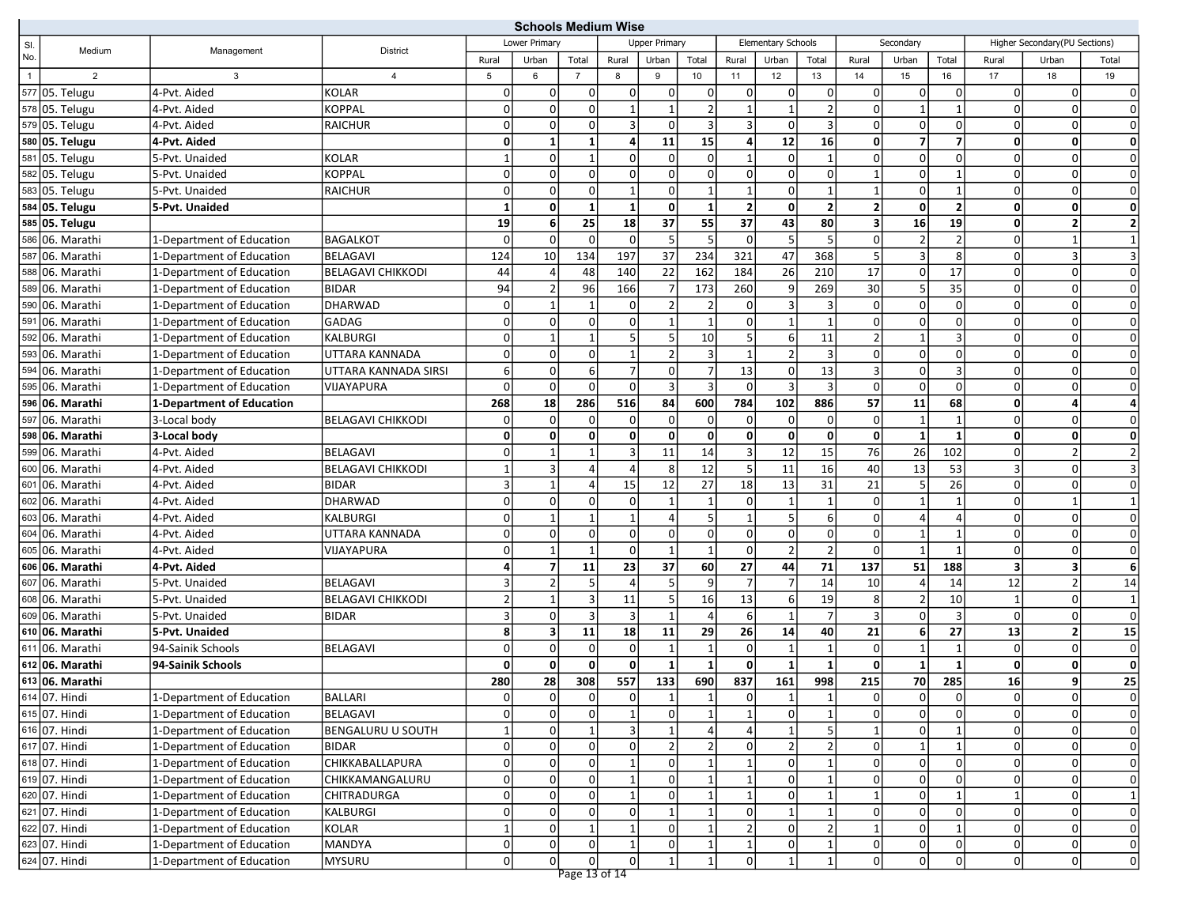## Schools Medium Wise

| Sl. No. | Medium | Management | District | Lower Primary | | | Upper Primary | | | Elementary Schools | | | Secondary | | | Higher Secondary(PU Sections) | | |
|---|---|---|---|---|---|---|---|---|---|---|---|---|---|---|---|---|---|---|
| | | | | Rural | Urban | Total | Rural | Urban | Total | Rural | Urban | Total | Rural | Urban | Total | Rural | Urban | Total |
| 1 | 2 | 3 | 4 | 5 | 6 | 7 | 8 | 9 | 10 | 11 | 12 | 13 | 14 | 15 | 16 | 17 | 18 | 19 |
| 577 | 05. Telugu | 4-Pvt. Aided | KOLAR | 0 | 0 | 0 | 0 | 0 | 0 | 0 | 0 | 0 | 0 | 0 | 0 | 0 | 0 | 0 |
| 578 | 05. Telugu | 4-Pvt. Aided | KOPPAL | 0 | 0 | 0 | 1 | 1 | 2 | 1 | 1 | 2 | 0 | 1 | 1 | 0 | 0 | 0 |
| 579 | 05. Telugu | 4-Pvt. Aided | RAICHUR | 0 | 0 | 0 | 3 | 0 | 3 | 3 | 0 | 3 | 0 | 0 | 0 | 0 | 0 | 0 |
| **580** | **05. Telugu** | **4-Pvt. Aided** | | **0** | **1** | **1** | **4** | **11** | **15** | **4** | **12** | **16** | **0** | **7** | **7** | **0** | **0** | **0** |
| 581 | 05. Telugu | 5-Pvt. Unaided | KOLAR | 1 | 0 | 1 | 0 | 0 | 0 | 1 | 0 | 1 | 0 | 0 | 0 | 0 | 0 | 0 |
| 582 | 05. Telugu | 5-Pvt. Unaided | KOPPAL | 0 | 0 | 0 | 0 | 0 | 0 | 0 | 0 | 0 | 1 | 0 | 1 | 0 | 0 | 0 |
| 583 | 05. Telugu | 5-Pvt. Unaided | RAICHUR | 0 | 0 | 0 | 1 | 0 | 1 | 1 | 0 | 1 | 1 | 0 | 1 | 0 | 0 | 0 |
| **584** | **05. Telugu** | **5-Pvt. Unaided** | | **1** | **0** | **1** | **1** | **0** | **1** | **2** | **0** | **2** | **2** | **0** | **2** | **0** | **0** | **0** |
| **585** | **05. Telugu** | | | **19** | **6** | **25** | **18** | **37** | **55** | **37** | **43** | **80** | **3** | **16** | **19** | **0** | **2** | **2** |
| 586 | 06. Marathi | 1-Department of Education | BAGALKOT | 0 | 0 | 0 | 0 | 5 | 5 | 0 | 5 | 5 | 0 | 2 | 2 | 0 | 1 | 1 |
| 587 | 06. Marathi | 1-Department of Education | BELAGAVI | 124 | 10 | 134 | 197 | 37 | 234 | 321 | 47 | 368 | 5 | 3 | 8 | 0 | 3 | 3 |
| 588 | 06. Marathi | 1-Department of Education | BELAGAVI CHIKKODI | 44 | 4 | 48 | 140 | 22 | 162 | 184 | 26 | 210 | 17 | 0 | 17 | 0 | 0 | 0 |
| 589 | 06. Marathi | 1-Department of Education | BIDAR | 94 | 2 | 96 | 166 | 7 | 173 | 260 | 9 | 269 | 30 | 5 | 35 | 0 | 0 | 0 |
| 590 | 06. Marathi | 1-Department of Education | DHARWAD | 0 | 1 | 1 | 0 | 2 | 2 | 0 | 3 | 3 | 0 | 0 | 0 | 0 | 0 | 0 |
| 591 | 06. Marathi | 1-Department of Education | GADAG | 0 | 0 | 0 | 0 | 1 | 1 | 0 | 1 | 1 | 0 | 0 | 0 | 0 | 0 | 0 |
| 592 | 06. Marathi | 1-Department of Education | KALBURGI | 0 | 1 | 1 | 5 | 5 | 10 | 5 | 6 | 11 | 2 | 1 | 3 | 0 | 0 | 0 |
| 593 | 06. Marathi | 1-Department of Education | UTTARA KANNADA | 0 | 0 | 0 | 1 | 2 | 3 | 1 | 2 | 3 | 0 | 0 | 0 | 0 | 0 | 0 |
| 594 | 06. Marathi | 1-Department of Education | UTTARA KANNADA SIRSI | 6 | 0 | 6 | 7 | 0 | 7 | 13 | 0 | 13 | 3 | 0 | 3 | 0 | 0 | 0 |
| 595 | 06. Marathi | 1-Department of Education | VIJAYAPURA | 0 | 0 | 0 | 0 | 3 | 3 | 0 | 3 | 3 | 0 | 0 | 0 | 0 | 0 | 0 |
| **596** | **06. Marathi** | **1-Department of Education** | | **268** | **18** | **286** | **516** | **84** | **600** | **784** | **102** | **886** | **57** | **11** | **68** | **0** | **4** | **4** |
| 597 | 06. Marathi | 3-Local body | BELAGAVI CHIKKODI | 0 | 0 | 0 | 0 | 0 | 0 | 0 | 0 | 0 | 0 | 1 | 1 | 0 | 0 | 0 |
| **598** | **06. Marathi** | **3-Local body** | | **0** | **0** | **0** | **0** | **0** | **0** | **0** | **0** | **0** | **0** | **1** | **1** | **0** | **0** | **0** |
| 599 | 06. Marathi | 4-Pvt. Aided | BELAGAVI | 0 | 1 | 1 | 3 | 11 | 14 | 3 | 12 | 15 | 76 | 26 | 102 | 0 | 2 | 2 |
| 600 | 06. Marathi | 4-Pvt. Aided | BELAGAVI CHIKKODI | 1 | 3 | 4 | 4 | 8 | 12 | 5 | 11 | 16 | 40 | 13 | 53 | 3 | 0 | 3 |
| 601 | 06. Marathi | 4-Pvt. Aided | BIDAR | 3 | 1 | 4 | 15 | 12 | 27 | 18 | 13 | 31 | 21 | 5 | 26 | 0 | 0 | 0 |
| 602 | 06. Marathi | 4-Pvt. Aided | DHARWAD | 0 | 0 | 0 | 0 | 1 | 1 | 0 | 1 | 1 | 0 | 1 | 1 | 0 | 1 | 1 |
| 603 | 06. Marathi | 4-Pvt. Aided | KALBURGI | 0 | 1 | 1 | 1 | 4 | 5 | 1 | 5 | 6 | 0 | 4 | 4 | 0 | 0 | 0 |
| 604 | 06. Marathi | 4-Pvt. Aided | UTTARA KANNADA | 0 | 0 | 0 | 0 | 0 | 0 | 0 | 0 | 0 | 0 | 1 | 1 | 0 | 0 | 0 |
| 605 | 06. Marathi | 4-Pvt. Aided | VIJAYAPURA | 0 | 1 | 1 | 0 | 1 | 1 | 0 | 2 | 2 | 0 | 1 | 1 | 0 | 0 | 0 |
| **606** | **06. Marathi** | **4-Pvt. Aided** | | **4** | **7** | **11** | **23** | **37** | **60** | **27** | **44** | **71** | **137** | **51** | **188** | **3** | **3** | **6** |
| 607 | 06. Marathi | 5-Pvt. Unaided | BELAGAVI | 3 | 2 | 5 | 4 | 5 | 9 | 7 | 7 | 14 | 10 | 4 | 14 | 12 | 2 | 14 |
| 608 | 06. Marathi | 5-Pvt. Unaided | BELAGAVI CHIKKODI | 2 | 1 | 3 | 11 | 5 | 16 | 13 | 6 | 19 | 8 | 2 | 10 | 1 | 0 | 1 |
| 609 | 06. Marathi | 5-Pvt. Unaided | BIDAR | 3 | 0 | 3 | 3 | 1 | 4 | 6 | 1 | 7 | 3 | 0 | 3 | 0 | 0 | 0 |
| **610** | **06. Marathi** | **5-Pvt. Unaided** | | **8** | **3** | **11** | **18** | **11** | **29** | **26** | **14** | **40** | **21** | **6** | **27** | **13** | **2** | **15** |
| 611 | 06. Marathi | 94-Sainik Schools | BELAGAVI | 0 | 0 | 0 | 0 | 1 | 1 | 0 | 1 | 1 | 0 | 1 | 1 | 0 | 0 | 0 |
| **612** | **06. Marathi** | **94-Sainik Schools** | | **0** | **0** | **0** | **0** | **1** | **1** | **0** | **1** | **1** | **0** | **1** | **1** | **0** | **0** | **0** |
| **613** | **06. Marathi** | | | **280** | **28** | **308** | **557** | **133** | **690** | **837** | **161** | **998** | **215** | **70** | **285** | **16** | **9** | **25** |
| 614 | 07. Hindi | 1-Department of Education | BALLARI | 0 | 0 | 0 | 0 | 1 | 1 | 0 | 1 | 1 | 0 | 0 | 0 | 0 | 0 | 0 |
| 615 | 07. Hindi | 1-Department of Education | BELAGAVI | 0 | 0 | 0 | 1 | 0 | 1 | 1 | 0 | 1 | 0 | 0 | 0 | 0 | 0 | 0 |
| 616 | 07. Hindi | 1-Department of Education | BENGALURU U SOUTH | 1 | 0 | 1 | 3 | 1 | 4 | 4 | 1 | 5 | 1 | 0 | 1 | 0 | 0 | 0 |
| 617 | 07. Hindi | 1-Department of Education | BIDAR | 0 | 0 | 0 | 0 | 2 | 2 | 0 | 2 | 2 | 0 | 1 | 1 | 0 | 0 | 0 |
| 618 | 07. Hindi | 1-Department of Education | CHIKKABALLAPURA | 0 | 0 | 0 | 1 | 0 | 1 | 1 | 0 | 1 | 0 | 0 | 0 | 0 | 0 | 0 |
| 619 | 07. Hindi | 1-Department of Education | CHIKKAMANGALURU | 0 | 0 | 0 | 1 | 0 | 1 | 1 | 0 | 1 | 0 | 0 | 0 | 0 | 0 | 0 |
| 620 | 07. Hindi | 1-Department of Education | CHITRADURGA | 0 | 0 | 0 | 1 | 0 | 1 | 1 | 0 | 1 | 1 | 0 | 1 | 1 | 0 | 1 |
| 621 | 07. Hindi | 1-Department of Education | KALBURGI | 0 | 0 | 0 | 0 | 1 | 1 | 0 | 1 | 1 | 0 | 0 | 0 | 0 | 0 | 0 |
| 622 | 07. Hindi | 1-Department of Education | KOLAR | 1 | 0 | 1 | 1 | 0 | 1 | 2 | 0 | 2 | 1 | 0 | 1 | 0 | 0 | 0 |
| 623 | 07. Hindi | 1-Department of Education | MANDYA | 0 | 0 | 0 | 1 | 0 | 1 | 1 | 0 | 1 | 0 | 0 | 0 | 0 | 0 | 0 |
| 624 | 07. Hindi | 1-Department of Education | MYSURU | 0 | 0 | 0 | 0 | 1 | 1 | 0 | 1 | 1 | 0 | 0 | 0 | 0 | 0 | 0 |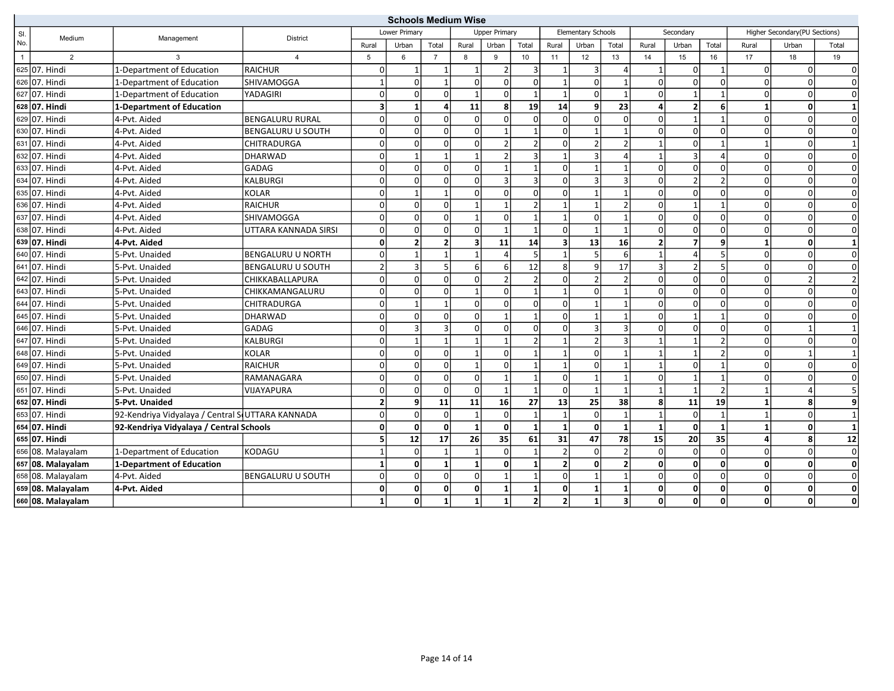## Schools Medium Wise

| Sl. No. | Medium | Management | District | Lower Primary | | | Upper Primary | | | Elementary Schools | | | Secondary | | | Higher Secondary(PU Sections) | | |
|---|---|---|---|---|---|---|---|---|---|---|---|---|---|---|---|---|---|---|
| | | | | Rural | Urban | Total | Rural | Urban | Total | Rural | Urban | Total | Rural | Urban | Total | Rural | Urban | Total |
| 1 | 2 | 3 | 4 | 5 | 6 | 7 | 8 | 9 | 10 | 11 | 12 | 13 | 14 | 15 | 16 | 17 | 18 | 19 |
| 625 | 07. Hindi | 1-Department of Education | RAICHUR | 0 | 1 | 1 | 1 | 2 | 3 | 1 | 3 | 4 | 1 | 0 | 1 | 0 | 0 | 0 |
| 626 | 07. Hindi | 1-Department of Education | SHIVAMOGGA | 1 | 0 | 1 | 0 | 0 | 0 | 1 | 0 | 1 | 0 | 0 | 0 | 0 | 0 | 0 |
| 627 | 07. Hindi | 1-Department of Education | YADAGIRI | 0 | 0 | 0 | 1 | 0 | 1 | 1 | 0 | 1 | 0 | 1 | 1 | 0 | 0 | 0 |
| **628** | **07. Hindi** | **1-Department of Education** | | **3** | **1** | **4** | **11** | **8** | **19** | **14** | **9** | **23** | **4** | **2** | **6** | **1** | **0** | **1** |
| 629 | 07. Hindi | 4-Pvt. Aided | BENGALURU RURAL | 0 | 0 | 0 | 0 | 0 | 0 | 0 | 0 | 0 | 0 | 1 | 1 | 0 | 0 | 0 |
| 630 | 07. Hindi | 4-Pvt. Aided | BENGALURU U SOUTH | 0 | 0 | 0 | 0 | 1 | 1 | 0 | 1 | 1 | 0 | 0 | 0 | 0 | 0 | 0 |
| 631 | 07. Hindi | 4-Pvt. Aided | CHITRADURGA | 0 | 0 | 0 | 0 | 2 | 2 | 0 | 2 | 2 | 1 | 0 | 1 | 1 | 0 | 1 |
| 632 | 07. Hindi | 4-Pvt. Aided | DHARWAD | 0 | 1 | 1 | 1 | 2 | 3 | 1 | 3 | 4 | 1 | 3 | 4 | 0 | 0 | 0 |
| 633 | 07. Hindi | 4-Pvt. Aided | GADAG | 0 | 0 | 0 | 0 | 1 | 1 | 0 | 1 | 1 | 0 | 0 | 0 | 0 | 0 | 0 |
| 634 | 07. Hindi | 4-Pvt. Aided | KALBURGI | 0 | 0 | 0 | 0 | 3 | 3 | 0 | 3 | 3 | 0 | 2 | 2 | 0 | 0 | 0 |
| 635 | 07. Hindi | 4-Pvt. Aided | KOLAR | 0 | 1 | 1 | 0 | 0 | 0 | 0 | 1 | 1 | 0 | 0 | 0 | 0 | 0 | 0 |
| 636 | 07. Hindi | 4-Pvt. Aided | RAICHUR | 0 | 0 | 0 | 1 | 1 | 2 | 1 | 1 | 2 | 0 | 1 | 1 | 0 | 0 | 0 |
| 637 | 07. Hindi | 4-Pvt. Aided | SHIVAMOGGA | 0 | 0 | 0 | 1 | 0 | 1 | 1 | 0 | 1 | 0 | 0 | 0 | 0 | 0 | 0 |
| 638 | 07. Hindi | 4-Pvt. Aided | UTTARA KANNADA SIRSI | 0 | 0 | 0 | 0 | 1 | 1 | 0 | 1 | 1 | 0 | 0 | 0 | 0 | 0 | 0 |
| **639** | **07. Hindi** | **4-Pvt. Aided** | | **0** | **2** | **2** | **3** | **11** | **14** | **3** | **13** | **16** | **2** | **7** | **9** | **1** | **0** | **1** |
| 640 | 07. Hindi | 5-Pvt. Unaided | BENGALURU U NORTH | 0 | 1 | 1 | 1 | 4 | 5 | 1 | 5 | 6 | 1 | 4 | 5 | 0 | 0 | 0 |
| 641 | 07. Hindi | 5-Pvt. Unaided | BENGALURU U SOUTH | 2 | 3 | 5 | 6 | 6 | 12 | 8 | 9 | 17 | 3 | 2 | 5 | 0 | 0 | 0 |
| 642 | 07. Hindi | 5-Pvt. Unaided | CHIKKABALLAPURA | 0 | 0 | 0 | 0 | 2 | 2 | 0 | 2 | 2 | 0 | 0 | 0 | 0 | 2 | 2 |
| 643 | 07. Hindi | 5-Pvt. Unaided | CHIKKAMANGALURU | 0 | 0 | 0 | 1 | 0 | 1 | 1 | 0 | 1 | 0 | 0 | 0 | 0 | 0 | 0 |
| 644 | 07. Hindi | 5-Pvt. Unaided | CHITRADURGA | 0 | 1 | 1 | 0 | 0 | 0 | 0 | 1 | 1 | 0 | 0 | 0 | 0 | 0 | 0 |
| 645 | 07. Hindi | 5-Pvt. Unaided | DHARWAD | 0 | 0 | 0 | 0 | 1 | 1 | 0 | 1 | 1 | 0 | 1 | 1 | 0 | 0 | 0 |
| 646 | 07. Hindi | 5-Pvt. Unaided | GADAG | 0 | 3 | 3 | 0 | 0 | 0 | 0 | 3 | 3 | 0 | 0 | 0 | 0 | 1 | 1 |
| 647 | 07. Hindi | 5-Pvt. Unaided | KALBURGI | 0 | 1 | 1 | 1 | 1 | 2 | 1 | 2 | 3 | 1 | 1 | 2 | 0 | 0 | 0 |
| 648 | 07. Hindi | 5-Pvt. Unaided | KOLAR | 0 | 0 | 0 | 1 | 0 | 1 | 1 | 0 | 1 | 1 | 1 | 2 | 0 | 1 | 1 |
| 649 | 07. Hindi | 5-Pvt. Unaided | RAICHUR | 0 | 0 | 0 | 1 | 0 | 1 | 1 | 0 | 1 | 1 | 0 | 1 | 0 | 0 | 0 |
| 650 | 07. Hindi | 5-Pvt. Unaided | RAMANAGARA | 0 | 0 | 0 | 0 | 1 | 1 | 0 | 1 | 1 | 0 | 1 | 1 | 0 | 0 | 0 |
| 651 | 07. Hindi | 5-Pvt. Unaided | VIJAYAPURA | 0 | 0 | 0 | 0 | 1 | 1 | 0 | 1 | 1 | 1 | 1 | 2 | 1 | 4 | 5 |
| **652** | **07. Hindi** | **5-Pvt. Unaided** | | **2** | **9** | **11** | **11** | **16** | **27** | **13** | **25** | **38** | **8** | **11** | **19** | **1** | **8** | **9** |
| 653 | 07. Hindi | 92-Kendriya Vidyalaya / Central S | UTTARA KANNADA | 0 | 0 | 0 | 1 | 0 | 1 | 1 | 0 | 1 | 1 | 0 | 1 | 1 | 0 | 1 |
| **654** | **07. Hindi** | **92-Kendriya Vidyalaya / Central Schools** | | **0** | **0** | **0** | **1** | **0** | **1** | **1** | **0** | **1** | **1** | **0** | **1** | **1** | **0** | **1** |
| **655** | **07. Hindi** | | | **5** | **12** | **17** | **26** | **35** | **61** | **31** | **47** | **78** | **15** | **20** | **35** | **4** | **8** | **12** |
| 656 | 08. Malayalam | 1-Department of Education | KODAGU | 1 | 0 | 1 | 1 | 0 | 1 | 2 | 0 | 2 | 0 | 0 | 0 | 0 | 0 | 0 |
| **657** | **08. Malayalam** | **1-Department of Education** | | **1** | **0** | **1** | **1** | **0** | **1** | **2** | **0** | **2** | **0** | **0** | **0** | **0** | **0** | **0** |
| 658 | 08. Malayalam | 4-Pvt. Aided | BENGALURU U SOUTH | 0 | 0 | 0 | 0 | 1 | 1 | 0 | 1 | 1 | 0 | 0 | 0 | 0 | 0 | 0 |
| **659** | **08. Malayalam** | **4-Pvt. Aided** | | **0** | **0** | **0** | **0** | **1** | **1** | **0** | **1** | **1** | **0** | **0** | **0** | **0** | **0** | **0** |
| **660** | **08. Malayalam** | | | **1** | **0** | **1** | **1** | **1** | **2** | **2** | **1** | **3** | **0** | **0** | **0** | **0** | **0** | **0** |